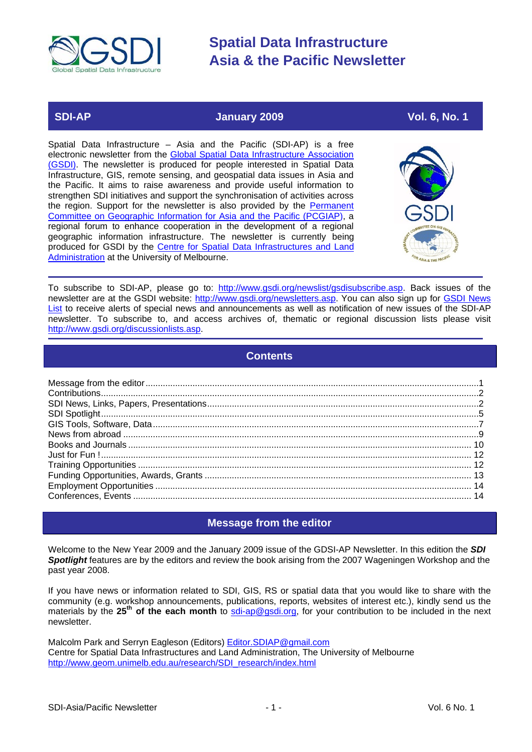# Spatial Data Infrastructure Asia & the Pacific Newsletter

| SDI-AP | January 2009 | Vol. 6, No. 1 |
|---|---|---|

Spatial Data Infrastructure – Asia and the Pacific (SDI-AP) is a free electronic newsletter from the Global Spatial Data Infrastructure Association (GSDI). The newsletter is produced for people interested in Spatial Data Infrastructure, GIS, remote sensing, and geospatial data issues in Asia and the Pacific. It aims to raise awareness and provide useful information to strengthen SDI initiatives and support the synchronisation of activities across the region. Support for the newsletter is also provided by the Permanent Committee on Geographic Information for Asia and the Pacific (PCGIAP), a regional forum to enhance cooperation in the development of a regional geographic information infrastructure. The newsletter is currently being produced for GSDI by the Centre for Spatial Data Infrastructures and Land Administration at the University of Melbourne.

To subscribe to SDI-AP, please go to: http://www.gsdi.org/newslist/gsdisubscribe.asp. Back issues of the newsletter are at the GSDI website: http://www.gsdi.org/newsletters.asp. You can also sign up for GSDI News List to receive alerts of special news and announcements as well as notification of new issues of the SDI-AP newsletter. To subscribe to, and access archives of, thematic or regional discussion lists please visit http://www.gsdi.org/discussionlists.asp.

## Contents

- Message from the editor ..... 1
- Contributions ..... 2
- SDI News, Links, Papers, Presentations ..... 2
- SDI Spotlight ..... 5
- GIS Tools, Software, Data ..... 7
- News from abroad ..... 9
- Books and Journals ..... 10
- Just for Fun ! ..... 12
- Training Opportunities ..... 12
- Funding Opportunities, Awards, Grants ..... 13
- Employment Opportunities ..... 14
- Conferences, Events ..... 14

## Message from the editor

Welcome to the New Year 2009 and the January 2009 issue of the GDSI-AP Newsletter. In this edition the ***SDI Spotlight*** features are by the editors and review the book arising from the 2007 Wageningen Workshop and the past year 2008.

If you have news or information related to SDI, GIS, RS or spatial data that you would like to share with the community (e.g. workshop announcements, publications, reports, websites of interest etc.), kindly send us the materials by the **25th of the each month** to sdi-ap@gsdi.org, for your contribution to be included in the next newsletter.

Malcolm Park and Serryn Eagleson (Editors) Editor.SDIAP@gmail.com
Centre for Spatial Data Infrastructures and Land Administration, The University of Melbourne
http://www.geom.unimelb.edu.au/research/SDI_research/index.html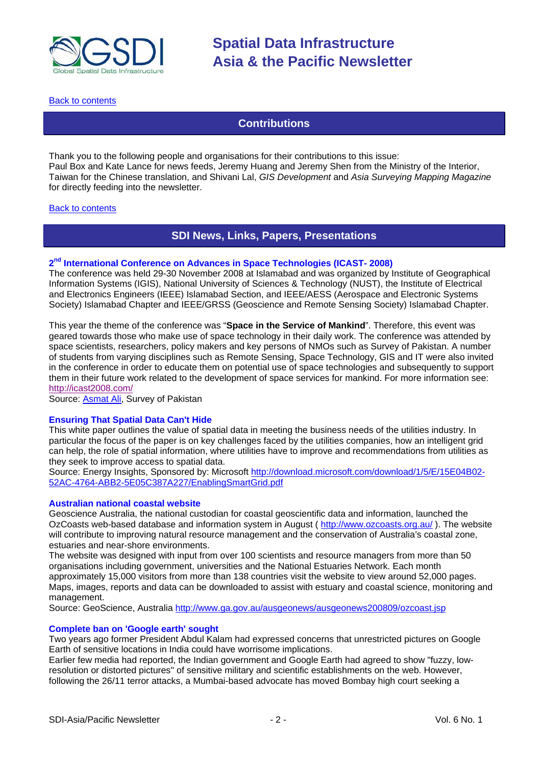[Back to contents](#)

## Contributions

Thank you to the following people and organisations for their contributions to this issue:
Paul Box and Kate Lance for news feeds, Jeremy Huang and Jeremy Shen from the Ministry of the Interior, Taiwan for the Chinese translation, and Shivani Lal, *GIS Development* and *Asia Surveying Mapping Magazine* for directly feeding into the newsletter.

[Back to contents](#)

## SDI News, Links, Papers, Presentations

### 2nd International Conference on Advances in Space Technologies (ICAST- 2008)

The conference was held 29-30 November 2008 at Islamabad and was organized by Institute of Geographical Information Systems (IGIS), National University of Sciences & Technology (NUST), the Institute of Electrical and Electronics Engineers (IEEE) Islamabad Section, and IEEE/AESS (Aerospace and Electronic Systems Society) Islamabad Chapter and IEEE/GRSS (Geoscience and Remote Sensing Society) Islamabad Chapter.

This year the theme of the conference was "**Space in the Service of Mankind**". Therefore, this event was geared towards those who make use of space technology in their daily work. The conference was attended by space scientists, researchers, policy makers and key persons of NMOs such as Survey of Pakistan. A number of students from varying disciplines such as Remote Sensing, Space Technology, GIS and IT were also invited in the conference in order to educate them on potential use of space technologies and subsequently to support them in their future work related to the development of space services for mankind. For more information see: http://icast2008.com/

Source: Asmat Ali, Survey of Pakistan

### Ensuring That Spatial Data Can't Hide

This white paper outlines the value of spatial data in meeting the business needs of the utilities industry. In particular the focus of the paper is on key challenges faced by the utilities companies, how an intelligent grid can help, the role of spatial information, where utilities have to improve and recommendations from utilities as they seek to improve access to spatial data.

Source: Energy Insights, Sponsored by: Microsoft http://download.microsoft.com/download/1/5/E/15E04B02-52AC-4764-ABB2-5E05C387A227/EnablingSmartGrid.pdf

### Australian national coastal website

Geoscience Australia, the national custodian for coastal geoscientific data and information, launched the OzCoasts web-based database and information system in August ( http://www.ozcoasts.org.au/ ). The website will contribute to improving natural resource management and the conservation of Australia's coastal zone, estuaries and near-shore environments.

The website was designed with input from over 100 scientists and resource managers from more than 50 organisations including government, universities and the National Estuaries Network. Each month approximately 15,000 visitors from more than 138 countries visit the website to view around 52,000 pages. Maps, images, reports and data can be downloaded to assist with estuary and coastal science, monitoring and management.

Source: GeoScience, Australia http://www.ga.gov.au/ausgeonews/ausgeonews200809/ozcoast.jsp

### Complete ban on 'Google earth' sought

Two years ago former President Abdul Kalam had expressed concerns that unrestricted pictures on Google Earth of sensitive locations in India could have worrisome implications.

Earlier few media had reported, the Indian government and Google Earth had agreed to show "fuzzy, low-resolution or distorted pictures" of sensitive military and scientific establishments on the web. However, following the 26/11 terror attacks, a Mumbai-based advocate has moved Bombay high court seeking a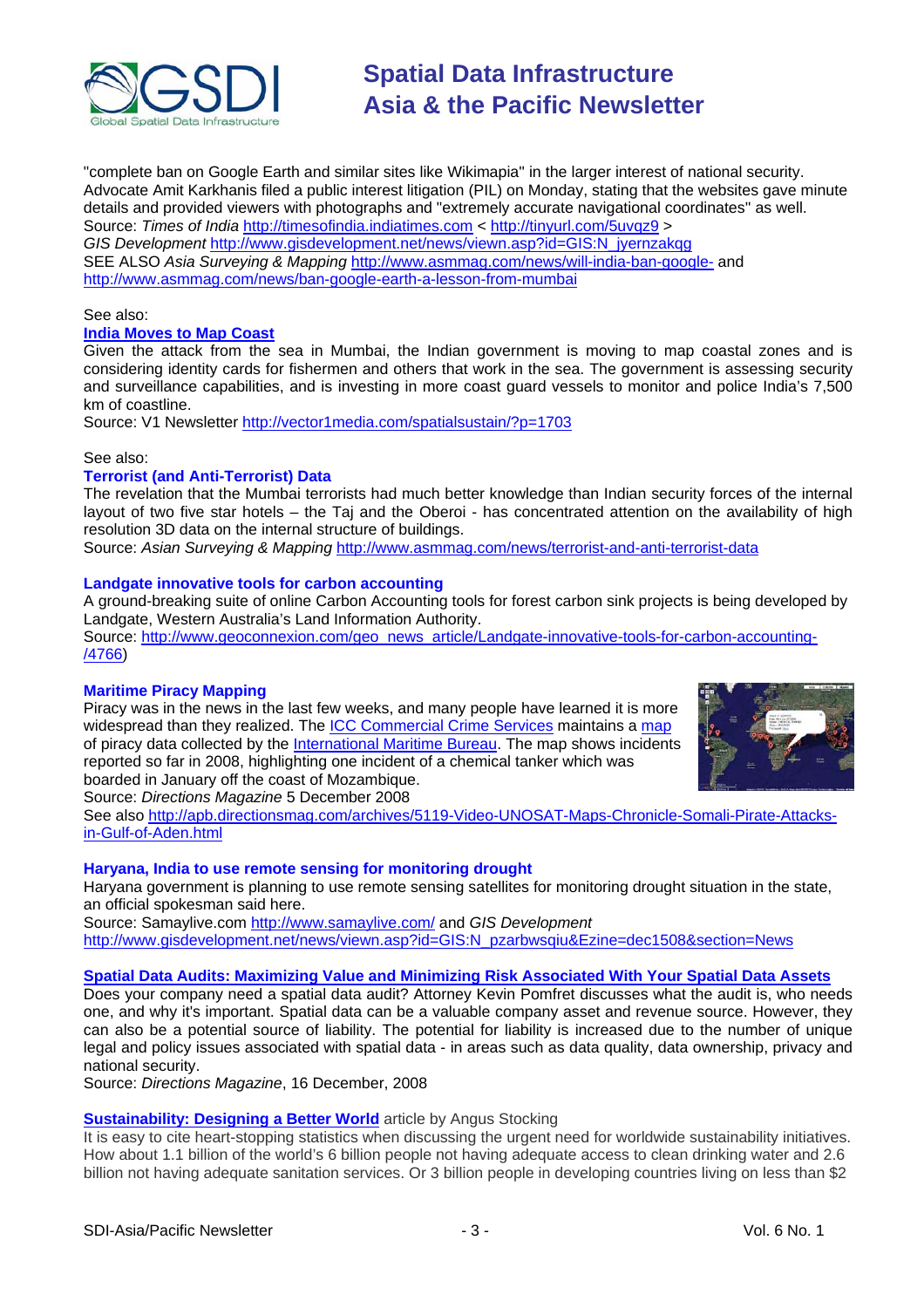"complete ban on Google Earth and similar sites like Wikimapia" in the larger interest of national security. Advocate Amit Karkhanis filed a public interest litigation (PIL) on Monday, stating that the websites gave minute details and provided viewers with photographs and "extremely accurate navigational coordinates" as well.
Source: *Times of India* http://timesofindia.indiatimes.com < http://tinyurl.com/5uvqz9 >
*GIS Development* http://www.gisdevelopment.net/news/viewn.asp?id=GIS:N_jyernzakqg
SEE ALSO *Asia Surveying & Mapping* http://www.asmmag.com/news/will-india-ban-google- and http://www.asmmag.com/news/ban-google-earth-a-lesson-from-mumbai

See also:

**India Moves to Map Coast**

Given the attack from the sea in Mumbai, the Indian government is moving to map coastal zones and is considering identity cards for fishermen and others that work in the sea. The government is assessing security and surveillance capabilities, and is investing in more coast guard vessels to monitor and police India's 7,500 km of coastline.
Source: V1 Newsletter http://vector1media.com/spatialsustain/?p=1703

See also:

**Terrorist (and Anti-Terrorist) Data**

The revelation that the Mumbai terrorists had much better knowledge than Indian security forces of the internal layout of two five star hotels – the Taj and the Oberoi - has concentrated attention on the availability of high resolution 3D data on the internal structure of buildings.
Source: *Asian Surveying & Mapping* http://www.asmmag.com/news/terrorist-and-anti-terrorist-data

**Landgate innovative tools for carbon accounting**

A ground-breaking suite of online Carbon Accounting tools for forest carbon sink projects is being developed by Landgate, Western Australia's Land Information Authority.
Source: http://www.geoconnexion.com/geo_news_article/Landgate-innovative-tools-for-carbon-accounting-/4766)

**Maritime Piracy Mapping**

Piracy was in the news in the last few weeks, and many people have learned it is more widespread than they realized. The ICC Commercial Crime Services maintains a map of piracy data collected by the International Maritime Bureau. The map shows incidents reported so far in 2008, highlighting one incident of a chemical tanker which was boarded in January off the coast of Mozambique.
Source: *Directions Magazine* 5 December 2008
See also http://apb.directionsmag.com/archives/5119-Video-UNOSAT-Maps-Chronicle-Somali-Pirate-Attacks-in-Gulf-of-Aden.html

**Haryana, India to use remote sensing for monitoring drought**

Haryana government is planning to use remote sensing satellites for monitoring drought situation in the state, an official spokesman said here.
Source: Samaylive.com http://www.samaylive.com/ and *GIS Development* http://www.gisdevelopment.net/news/viewn.asp?id=GIS:N_pzarbwsqiu&Ezine=dec1508&section=News

**Spatial Data Audits: Maximizing Value and Minimizing Risk Associated With Your Spatial Data Assets**

Does your company need a spatial data audit? Attorney Kevin Pomfret discusses what the audit is, who needs one, and why it's important. Spatial data can be a valuable company asset and revenue source. However, they can also be a potential source of liability. The potential for liability is increased due to the number of unique legal and policy issues associated with spatial data - in areas such as data quality, data ownership, privacy and national security.
Source: *Directions Magazine*, 16 December, 2008

**Sustainability: Designing a Better World** article by Angus Stocking

It is easy to cite heart-stopping statistics when discussing the urgent need for worldwide sustainability initiatives. How about 1.1 billion of the world's 6 billion people not having adequate access to clean drinking water and 2.6 billion not having adequate sanitation services. Or 3 billion people in developing countries living on less than $2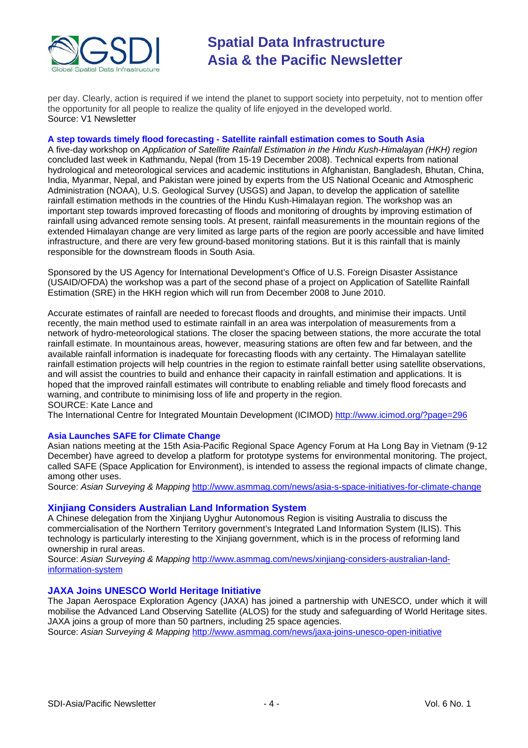per day. Clearly, action is required if we intend the planet to support society into perpetuity, not to mention offer the opportunity for all people to realize the quality of life enjoyed in the developed world.
Source: V1 Newsletter

### A step towards timely flood forecasting - Satellite rainfall estimation comes to South Asia

A five-day workshop on *Application of Satellite Rainfall Estimation in the Hindu Kush-Himalayan (HKH) region* concluded last week in Kathmandu, Nepal (from 15-19 December 2008). Technical experts from national hydrological and meteorological services and academic institutions in Afghanistan, Bangladesh, Bhutan, China, India, Myanmar, Nepal, and Pakistan were joined by experts from the US National Oceanic and Atmospheric Administration (NOAA), U.S. Geological Survey (USGS) and Japan, to develop the application of satellite rainfall estimation methods in the countries of the Hindu Kush-Himalayan region. The workshop was an important step towards improved forecasting of floods and monitoring of droughts by improving estimation of rainfall using advanced remote sensing tools. At present, rainfall measurements in the mountain regions of the extended Himalayan change are very limited as large parts of the region are poorly accessible and have limited infrastructure, and there are very few ground-based monitoring stations. But it is this rainfall that is mainly responsible for the downstream floods in South Asia.

Sponsored by the US Agency for International Development's Office of U.S. Foreign Disaster Assistance (USAID/OFDA) the workshop was a part of the second phase of a project on Application of Satellite Rainfall Estimation (SRE) in the HKH region which will run from December 2008 to June 2010.

Accurate estimates of rainfall are needed to forecast floods and droughts, and minimise their impacts. Until recently, the main method used to estimate rainfall in an area was interpolation of measurements from a network of hydro-meteorological stations. The closer the spacing between stations, the more accurate the total rainfall estimate. In mountainous areas, however, measuring stations are often few and far between, and the available rainfall information is inadequate for forecasting floods with any certainty. The Himalayan satellite rainfall estimation projects will help countries in the region to estimate rainfall better using satellite observations, and will assist the countries to build and enhance their capacity in rainfall estimation and applications. It is hoped that the improved rainfall estimates will contribute to enabling reliable and timely flood forecasts and warning, and contribute to minimising loss of life and property in the region.
SOURCE: Kate Lance and
The International Centre for Integrated Mountain Development (ICIMOD) http://www.icimod.org/?page=296

### Asia Launches SAFE for Climate Change

Asian nations meeting at the 15th Asia-Pacific Regional Space Agency Forum at Ha Long Bay in Vietnam (9-12 December) have agreed to develop a platform for prototype systems for environmental monitoring. The project, called SAFE (Space Application for Environment), is intended to assess the regional impacts of climate change, among other uses.
Source: *Asian Surveying & Mapping* http://www.asmmag.com/news/asia-s-space-initiatives-for-climate-change

### Xinjiang Considers Australian Land Information System

A Chinese delegation from the Xinjiang Uyghur Autonomous Region is visiting Australia to discuss the commercialisation of the Northern Territory government's Integrated Land Information System (ILIS). This technology is particularly interesting to the Xinjiang government, which is in the process of reforming land ownership in rural areas.
Source: *Asian Surveying & Mapping* http://www.asmmag.com/news/xinjiang-considers-australian-land-information-system

### JAXA Joins UNESCO World Heritage Initiative

The Japan Aerospace Exploration Agency (JAXA) has joined a partnership with UNESCO, under which it will mobilise the Advanced Land Observing Satellite (ALOS) for the study and safeguarding of World Heritage sites. JAXA joins a group of more than 50 partners, including 25 space agencies.
Source: *Asian Surveying & Mapping* http://www.asmmag.com/news/jaxa-joins-unesco-open-initiative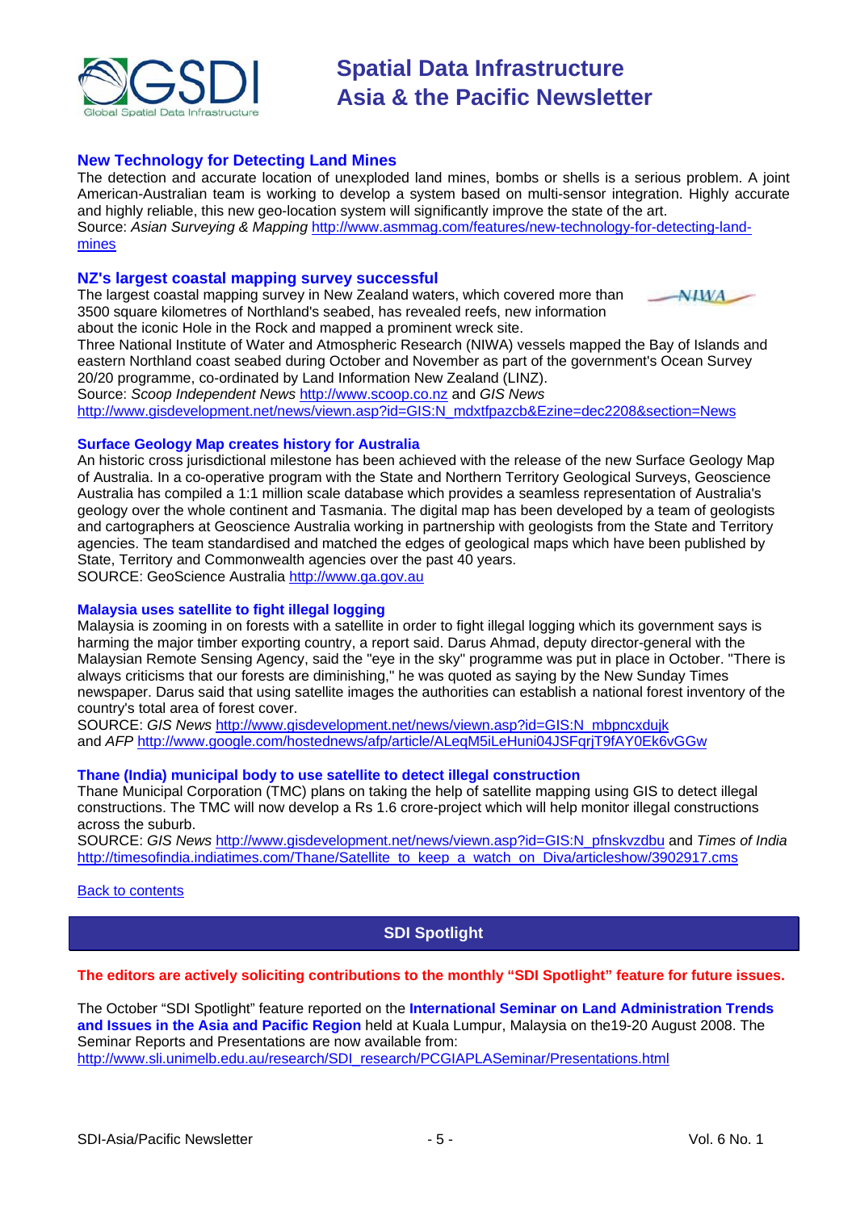### New Technology for Detecting Land Mines

The detection and accurate location of unexploded land mines, bombs or shells is a serious problem. A joint American-Australian team is working to develop a system based on multi-sensor integration. Highly accurate and highly reliable, this new geo-location system will significantly improve the state of the art.
Source: *Asian Surveying & Mapping* http://www.asmmag.com/features/new-technology-for-detecting-land-mines

### NZ's largest coastal mapping survey successful

The largest coastal mapping survey in New Zealand waters, which covered more than 3500 square kilometres of Northland's seabed, has revealed reefs, new information about the iconic Hole in the Rock and mapped a prominent wreck site.
Three National Institute of Water and Atmospheric Research (NIWA) vessels mapped the Bay of Islands and eastern Northland coast seabed during October and November as part of the government's Ocean Survey 20/20 programme, co-ordinated by Land Information New Zealand (LINZ).
Source: *Scoop Independent News* http://www.scoop.co.nz and *GIS News*
http://www.gisdevelopment.net/news/viewn.asp?id=GIS:N_mdxtfpazcb&Ezine=dec2208&section=News

### Surface Geology Map creates history for Australia

An historic cross jurisdictional milestone has been achieved with the release of the new Surface Geology Map of Australia. In a co-operative program with the State and Northern Territory Geological Surveys, Geoscience Australia has compiled a 1:1 million scale database which provides a seamless representation of Australia's geology over the whole continent and Tasmania. The digital map has been developed by a team of geologists and cartographers at Geoscience Australia working in partnership with geologists from the State and Territory agencies. The team standardised and matched the edges of geological maps which have been published by State, Territory and Commonwealth agencies over the past 40 years.
SOURCE: GeoScience Australia http://www.ga.gov.au

### Malaysia uses satellite to fight illegal logging

Malaysia is zooming in on forests with a satellite in order to fight illegal logging which its government says is harming the major timber exporting country, a report said. Darus Ahmad, deputy director-general with the Malaysian Remote Sensing Agency, said the "eye in the sky" programme was put in place in October. "There is always criticisms that our forests are diminishing," he was quoted as saying by the New Sunday Times newspaper. Darus said that using satellite images the authorities can establish a national forest inventory of the country's total area of forest cover.
SOURCE: *GIS News* http://www.gisdevelopment.net/news/viewn.asp?id=GIS:N_mbpncxdujk
and *AFP* http://www.google.com/hostednews/afp/article/ALeqM5iLeHuni04JSFqrjT9fAY0Ek6vGGw

### Thane (India) municipal body to use satellite to detect illegal construction

Thane Municipal Corporation (TMC) plans on taking the help of satellite mapping using GIS to detect illegal constructions. The TMC will now develop a Rs 1.6 crore-project which will help monitor illegal constructions across the suburb.
SOURCE: *GIS News* http://www.gisdevelopment.net/news/viewn.asp?id=GIS:N_pfnskvzdbu and *Times of India*
http://timesofindia.indiatimes.com/Thane/Satellite_to_keep_a_watch_on_Diva/articleshow/3902917.cms

Back to contents

## SDI Spotlight

**The editors are actively soliciting contributions to the monthly "SDI Spotlight" feature for future issues.**

The October "SDI Spotlight" feature reported on the **International Seminar on Land Administration Trends and Issues in the Asia and Pacific Region** held at Kuala Lumpur, Malaysia on the19-20 August 2008. The Seminar Reports and Presentations are now available from:
http://www.sli.unimelb.edu.au/research/SDI_research/PCGIAPLASeminar/Presentations.html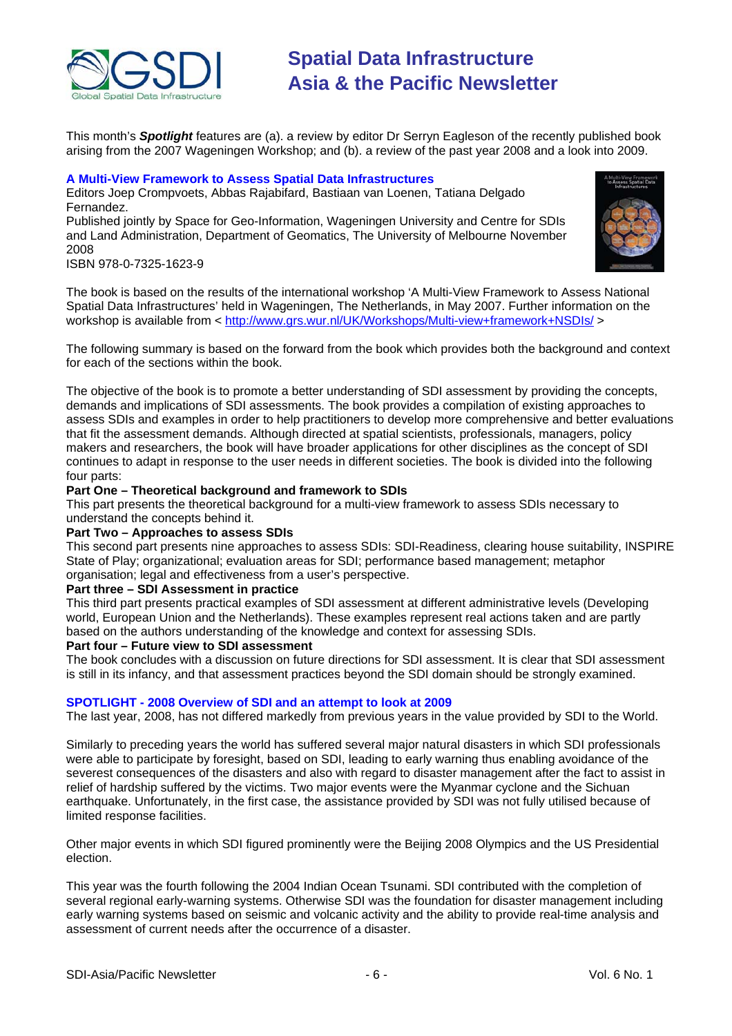This month's ***Spotlight*** features are (a). a review by editor Dr Serryn Eagleson of the recently published book arising from the 2007 Wageningen Workshop; and (b). a review of the past year 2008 and a look into 2009.

### A Multi-View Framework to Assess Spatial Data Infrastructures

Editors Joep Crompvoets, Abbas Rajabifard, Bastiaan van Loenen, Tatiana Delgado Fernandez.
Published jointly by Space for Geo-Information, Wageningen University and Centre for SDIs and Land Administration, Department of Geomatics, The University of Melbourne November 2008
ISBN 978-0-7325-1623-9

The book is based on the results of the international workshop 'A Multi-View Framework to Assess National Spatial Data Infrastructures' held in Wageningen, The Netherlands, in May 2007. Further information on the workshop is available from < http://www.grs.wur.nl/UK/Workshops/Multi-view+framework+NSDIs/ >

The following summary is based on the forward from the book which provides both the background and context for each of the sections within the book.

The objective of the book is to promote a better understanding of SDI assessment by providing the concepts, demands and implications of SDI assessments. The book provides a compilation of existing approaches to assess SDIs and examples in order to help practitioners to develop more comprehensive and better evaluations that fit the assessment demands. Although directed at spatial scientists, professionals, managers, policy makers and researchers, the book will have broader applications for other disciplines as the concept of SDI continues to adapt in response to the user needs in different societies. The book is divided into the following four parts:

**Part One – Theoretical background and framework to SDIs**
This part presents the theoretical background for a multi-view framework to assess SDIs necessary to understand the concepts behind it.

**Part Two – Approaches to assess SDIs**
This second part presents nine approaches to assess SDIs: SDI-Readiness, clearing house suitability, INSPIRE State of Play; organizational; evaluation areas for SDI; performance based management; metaphor organisation; legal and effectiveness from a user's perspective.

**Part three – SDI Assessment in practice**
This third part presents practical examples of SDI assessment at different administrative levels (Developing world, European Union and the Netherlands). These examples represent real actions taken and are partly based on the authors understanding of the knowledge and context for assessing SDIs.

**Part four – Future view to SDI assessment**
The book concludes with a discussion on future directions for SDI assessment. It is clear that SDI assessment is still in its infancy, and that assessment practices beyond the SDI domain should be strongly examined.

### SPOTLIGHT - 2008 Overview of SDI and an attempt to look at 2009

The last year, 2008, has not differed markedly from previous years in the value provided by SDI to the World.

Similarly to preceding years the world has suffered several major natural disasters in which SDI professionals were able to participate by foresight, based on SDI, leading to early warning thus enabling avoidance of the severest consequences of the disasters and also with regard to disaster management after the fact to assist in relief of hardship suffered by the victims. Two major events were the Myanmar cyclone and the Sichuan earthquake. Unfortunately, in the first case, the assistance provided by SDI was not fully utilised because of limited response facilities.

Other major events in which SDI figured prominently were the Beijing 2008 Olympics and the US Presidential election.

This year was the fourth following the 2004 Indian Ocean Tsunami. SDI contributed with the completion of several regional early-warning systems. Otherwise SDI was the foundation for disaster management including early warning systems based on seismic and volcanic activity and the ability to provide real-time analysis and assessment of current needs after the occurrence of a disaster.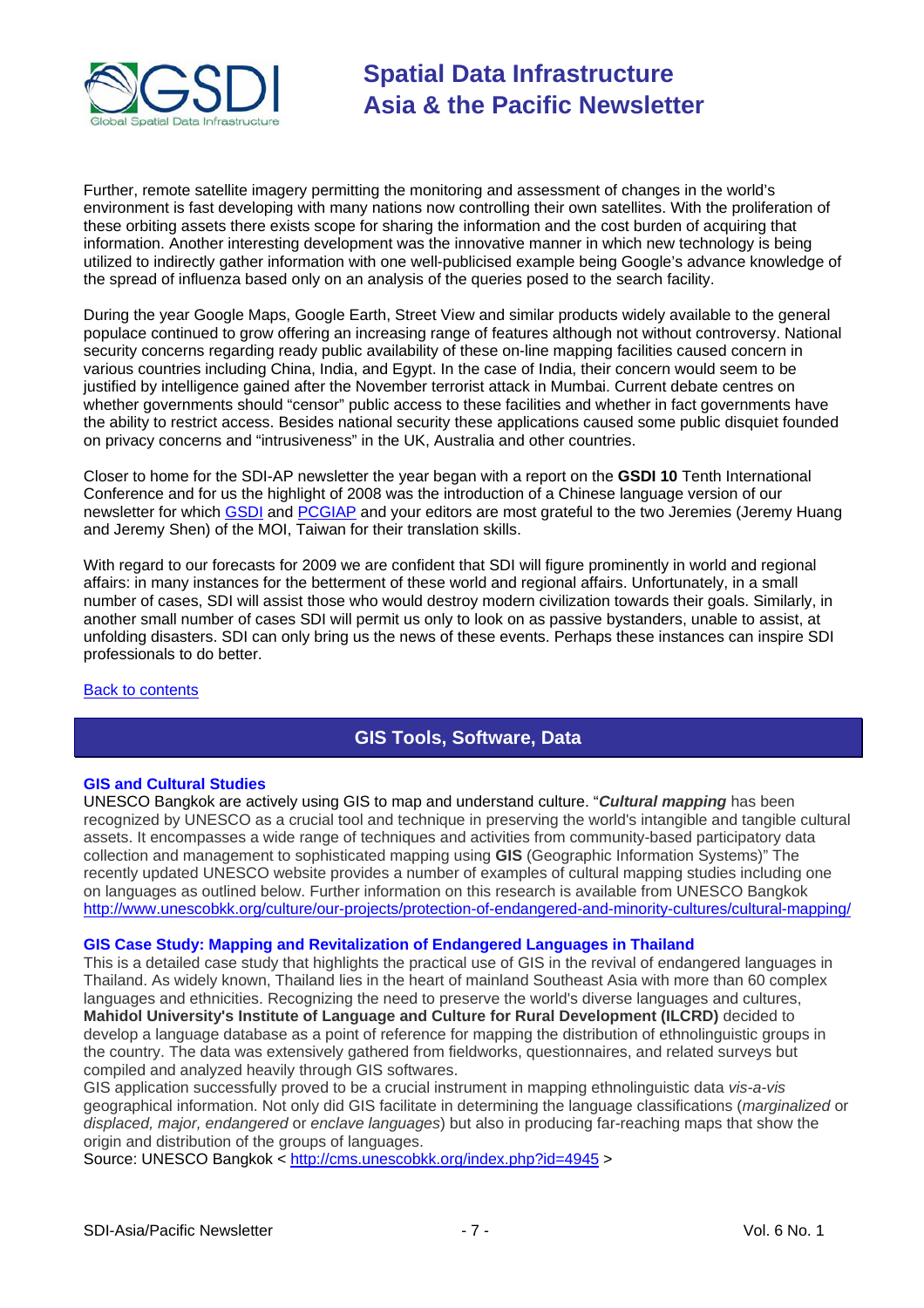Further, remote satellite imagery permitting the monitoring and assessment of changes in the world's environment is fast developing with many nations now controlling their own satellites. With the proliferation of these orbiting assets there exists scope for sharing the information and the cost burden of acquiring that information. Another interesting development was the innovative manner in which new technology is being utilized to indirectly gather information with one well-publicised example being Google's advance knowledge of the spread of influenza based only on an analysis of the queries posed to the search facility.

During the year Google Maps, Google Earth, Street View and similar products widely available to the general populace continued to grow offering an increasing range of features although not without controversy. National security concerns regarding ready public availability of these on-line mapping facilities caused concern in various countries including China, India, and Egypt. In the case of India, their concern would seem to be justified by intelligence gained after the November terrorist attack in Mumbai. Current debate centres on whether governments should "censor" public access to these facilities and whether in fact governments have the ability to restrict access. Besides national security these applications caused some public disquiet founded on privacy concerns and "intrusiveness" in the UK, Australia and other countries.

Closer to home for the SDI-AP newsletter the year began with a report on the **GSDI 10** Tenth International Conference and for us the highlight of 2008 was the introduction of a Chinese language version of our newsletter for which GSDI and PCGIAP and your editors are most grateful to the two Jeremies (Jeremy Huang and Jeremy Shen) of the MOI, Taiwan for their translation skills.

With regard to our forecasts for 2009 we are confident that SDI will figure prominently in world and regional affairs: in many instances for the betterment of these world and regional affairs. Unfortunately, in a small number of cases, SDI will assist those who would destroy modern civilization towards their goals. Similarly, in another small number of cases SDI will permit us only to look on as passive bystanders, unable to assist, at unfolding disasters. SDI can only bring us the news of these events. Perhaps these instances can inspire SDI professionals to do better.

Back to contents

## GIS Tools, Software, Data

### GIS and Cultural Studies

UNESCO Bangkok are actively using GIS to map and understand culture. "***Cultural mapping*** has been recognized by UNESCO as a crucial tool and technique in preserving the world's intangible and tangible cultural assets. It encompasses a wide range of techniques and activities from community-based participatory data collection and management to sophisticated mapping using **GIS** (Geographic Information Systems)" The recently updated UNESCO website provides a number of examples of cultural mapping studies including one on languages as outlined below. Further information on this research is available from UNESCO Bangkok http://www.unescobkk.org/culture/our-projects/protection-of-endangered-and-minority-cultures/cultural-mapping/

### GIS Case Study: Mapping and Revitalization of Endangered Languages in Thailand

This is a detailed case study that highlights the practical use of GIS in the revival of endangered languages in Thailand. As widely known, Thailand lies in the heart of mainland Southeast Asia with more than 60 complex languages and ethnicities. Recognizing the need to preserve the world's diverse languages and cultures, **Mahidol University's Institute of Language and Culture for Rural Development (ILCRD)** decided to develop a language database as a point of reference for mapping the distribution of ethnolinguistic groups in the country. The data was extensively gathered from fieldworks, questionnaires, and related surveys but compiled and analyzed heavily through GIS softwares.

GIS application successfully proved to be a crucial instrument in mapping ethnolinguistic data *vis-a-vis* geographical information. Not only did GIS facilitate in determining the language classifications (*marginalized* or *displaced, major, endangered* or *enclave languages*) but also in producing far-reaching maps that show the origin and distribution of the groups of languages.

Source: UNESCO Bangkok < http://cms.unescobkk.org/index.php?id=4945 >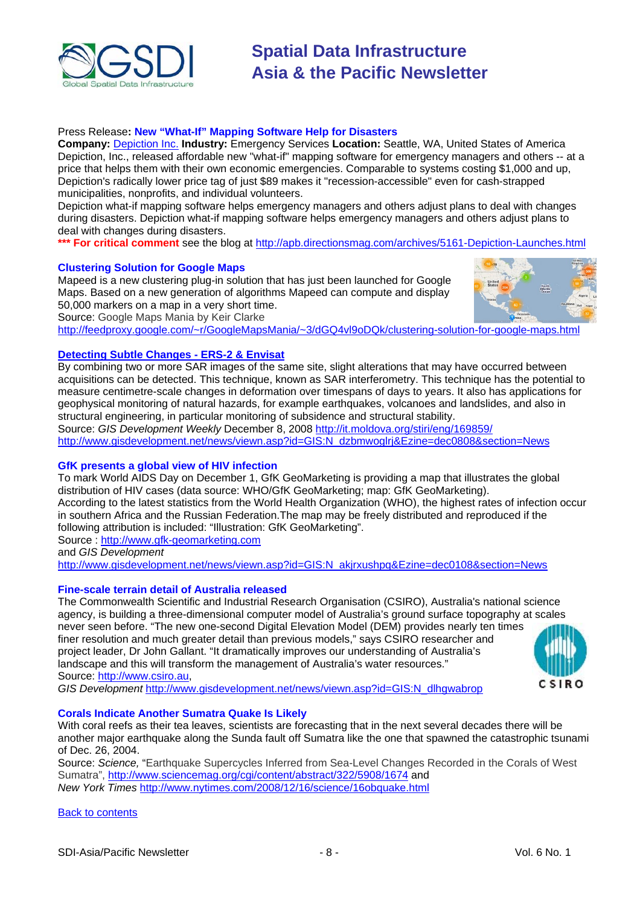Press Release**: New "What-If" Mapping Software Help for Disasters**

**Company:** Depiction Inc. **Industry:** Emergency Services **Location:** Seattle, WA, United States of America
Depiction, Inc., released affordable new "what-if" mapping software for emergency managers and others -- at a price that helps them with their own economic emergencies. Comparable to systems costing $1,000 and up, Depiction's radically lower price tag of just $89 makes it "recession-accessible" even for cash-strapped municipalities, nonprofits, and individual volunteers.
Depiction what-if mapping software helps emergency managers and others adjust plans to deal with changes during disasters. Depiction what-if mapping software helps emergency managers and others adjust plans to deal with changes during disasters.
***** For critical comment** see the blog at http://apb.directionsmag.com/archives/5161-Depiction-Launches.html

### Clustering Solution for Google Maps

Mapeed is a new clustering plug-in solution that has just been launched for Google Maps. Based on a new generation of algorithms Mapeed can compute and display 50,000 markers on a map in a very short time.
Source: Google Maps Mania by Keir Clarke
http://feedproxy.google.com/~r/GoogleMapsMania/~3/dGQ4vl9oDQk/clustering-solution-for-google-maps.html

### Detecting Subtle Changes - ERS-2 & Envisat

By combining two or more SAR images of the same site, slight alterations that may have occurred between acquisitions can be detected. This technique, known as SAR interferometry. This technique has the potential to measure centimetre-scale changes in deformation over timespans of days to years. It also has applications for geophysical monitoring of natural hazards, for example earthquakes, volcanoes and landslides, and also in structural engineering, in particular monitoring of subsidence and structural stability.
Source: *GIS Development Weekly* December 8, 2008 http://it.moldova.org/stiri/eng/169859/
http://www.gisdevelopment.net/news/viewn.asp?id=GIS:N_dzbmwoglrj&Ezine=dec0808&section=News

### GfK presents a global view of HIV infection

To mark World AIDS Day on December 1, GfK GeoMarketing is providing a map that illustrates the global distribution of HIV cases (data source: WHO/GfK GeoMarketing; map: GfK GeoMarketing).
According to the latest statistics from the World Health Organization (WHO), the highest rates of infection occur in southern Africa and the Russian Federation.The map may be freely distributed and reproduced if the following attribution is included: "Illustration: GfK GeoMarketing".
Source : http://www.gfk-geomarketing.com
and *GIS Development*
http://www.gisdevelopment.net/news/viewn.asp?id=GIS:N_akjrxushpq&Ezine=dec0108&section=News

### Fine-scale terrain detail of Australia released

The Commonwealth Scientific and Industrial Research Organisation (CSIRO), Australia's national science agency, is building a three-dimensional computer model of Australia's ground surface topography at scales never seen before. "The new one-second Digital Elevation Model (DEM) provides nearly ten times finer resolution and much greater detail than previous models," says CSIRO researcher and project leader, Dr John Gallant. "It dramatically improves our understanding of Australia's landscape and this will transform the management of Australia's water resources."
Source: http://www.csiro.au,
*GIS Development* http://www.gisdevelopment.net/news/viewn.asp?id=GIS:N_dlhgwabrop

### Corals Indicate Another Sumatra Quake Is Likely

With coral reefs as their tea leaves, scientists are forecasting that in the next several decades there will be another major earthquake along the Sunda fault off Sumatra like the one that spawned the catastrophic tsunami of Dec. 26, 2004.
Source: *Science,* "Earthquake Supercycles Inferred from Sea-Level Changes Recorded in the Corals of West Sumatra", http://www.sciencemag.org/cgi/content/abstract/322/5908/1674 and
*New York Times* http://www.nytimes.com/2008/12/16/science/16obquake.html

Back to contents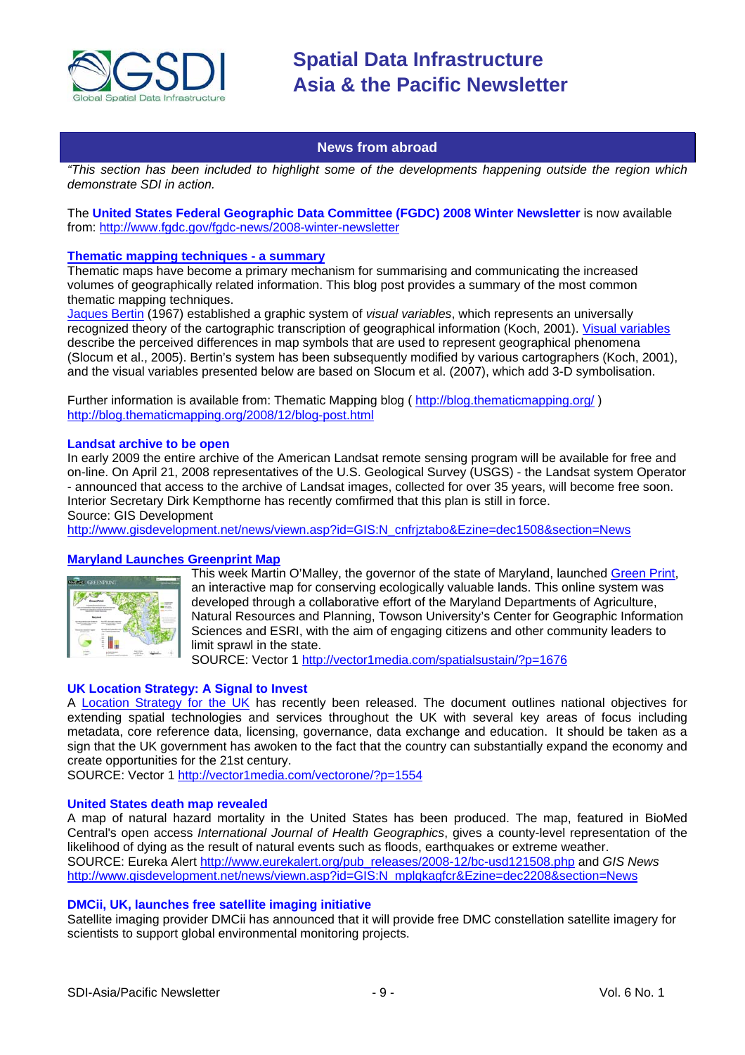## News from abroad

*"This section has been included to highlight some of the developments happening outside the region which demonstrate SDI in action.*

The **United States Federal Geographic Data Committee (FGDC) 2008 Winter Newsletter** is now available from: http://www.fgdc.gov/fgdc-news/2008-winter-newsletter

### Thematic mapping techniques - a summary

Thematic maps have become a primary mechanism for summarising and communicating the increased volumes of geographically related information. This blog post provides a summary of the most common thematic mapping techniques.

Jaques Bertin (1967) established a graphic system of *visual variables*, which represents an universally recognized theory of the cartographic transcription of geographical information (Koch, 2001). Visual variables describe the perceived differences in map symbols that are used to represent geographical phenomena (Slocum et al., 2005). Bertin's system has been subsequently modified by various cartographers (Koch, 2001), and the visual variables presented below are based on Slocum et al. (2007), which add 3-D symbolisation.

Further information is available from: Thematic Mapping blog ( http://blog.thematicmapping.org/ ) http://blog.thematicmapping.org/2008/12/blog-post.html

### Landsat archive to be open

In early 2009 the entire archive of the American Landsat remote sensing program will be available for free and on-line. On April 21, 2008 representatives of the U.S. Geological Survey (USGS) - the Landsat system Operator - announced that access to the archive of Landsat images, collected for over 35 years, will become free soon. Interior Secretary Dirk Kempthorne has recently comfirmed that this plan is still in force.
Source: GIS Development
http://www.gisdevelopment.net/news/viewn.asp?id=GIS:N_cnfrjztabo&Ezine=dec1508&section=News

### Maryland Launches Greenprint Map

This week Martin O'Malley, the governor of the state of Maryland, launched Green Print, an interactive map for conserving ecologically valuable lands. This online system was developed through a collaborative effort of the Maryland Departments of Agriculture, Natural Resources and Planning, Towson University's Center for Geographic Information Sciences and ESRI, with the aim of engaging citizens and other community leaders to limit sprawl in the state.
SOURCE: Vector 1 http://vector1media.com/spatialsustain/?p=1676

### UK Location Strategy: A Signal to Invest

A Location Strategy for the UK has recently been released. The document outlines national objectives for extending spatial technologies and services throughout the UK with several key areas of focus including metadata, core reference data, licensing, governance, data exchange and education. It should be taken as a sign that the UK government has awoken to the fact that the country can substantially expand the economy and create opportunities for the 21st century.
SOURCE: Vector 1 http://vector1media.com/vectorone/?p=1554

### United States death map revealed

A map of natural hazard mortality in the United States has been produced. The map, featured in BioMed Central's open access *International Journal of Health Geographics*, gives a county-level representation of the likelihood of dying as the result of natural events such as floods, earthquakes or extreme weather.
SOURCE: Eureka Alert http://www.eurekalert.org/pub_releases/2008-12/bc-usd121508.php and *GIS News* http://www.gisdevelopment.net/news/viewn.asp?id=GIS:N_mplqkagfcr&Ezine=dec2208&section=News

### DMCii, UK, launches free satellite imaging initiative

Satellite imaging provider DMCii has announced that it will provide free DMC constellation satellite imagery for scientists to support global environmental monitoring projects.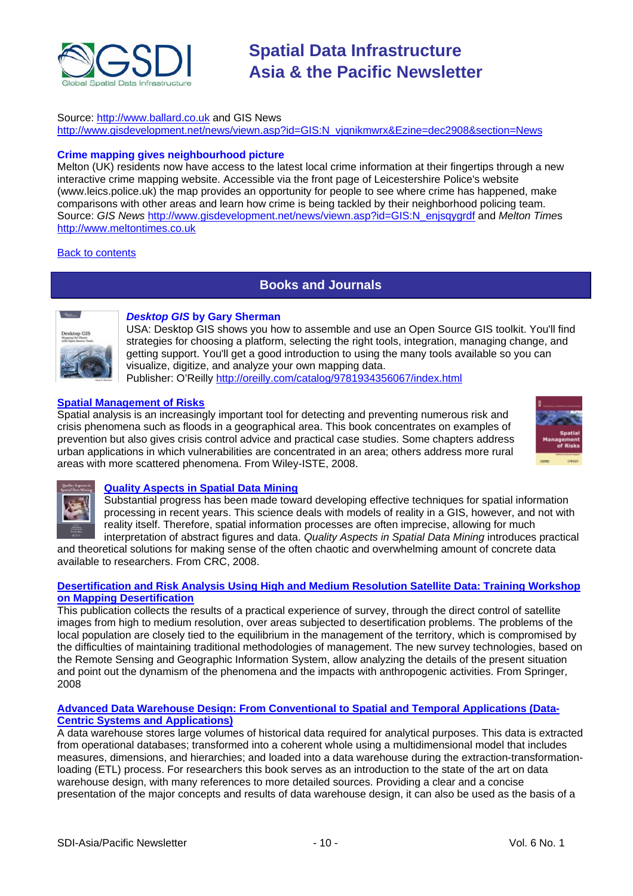Source: http://www.ballard.co.uk and GIS News http://www.gisdevelopment.net/news/viewn.asp?id=GIS:N_vjgnikmwrx&Ezine=dec2908&section=News

### Crime mapping gives neighbourhood picture

Melton (UK) residents now have access to the latest local crime information at their fingertips through a new interactive crime mapping website. Accessible via the front page of Leicestershire Police's website (www.leics.police.uk) the map provides an opportunity for people to see where crime has happened, make comparisons with other areas and learn how crime is being tackled by their neighborhood policing team. Source: *GIS News* http://www.gisdevelopment.net/news/viewn.asp?id=GIS:N_enjsqygrdf and *Melton Times* http://www.meltontimes.co.uk

Back to contents

## Books and Journals

### *Desktop GIS* by Gary Sherman

USA: Desktop GIS shows you how to assemble and use an Open Source GIS toolkit. You'll find strategies for choosing a platform, selecting the right tools, integration, managing change, and getting support. You'll get a good introduction to using the many tools available so you can visualize, digitize, and analyze your own mapping data.
Publisher: O'Reilly http://oreilly.com/catalog/9781934356067/index.html

### Spatial Management of Risks

Spatial analysis is an increasingly important tool for detecting and preventing numerous risk and crisis phenomena such as floods in a geographical area. This book concentrates on examples of prevention but also gives crisis control advice and practical case studies. Some chapters address urban applications in which vulnerabilities are concentrated in an area; others address more rural areas with more scattered phenomena. From Wiley-ISTE, 2008.

### Quality Aspects in Spatial Data Mining

Substantial progress has been made toward developing effective techniques for spatial information processing in recent years. This science deals with models of reality in a GIS, however, and not with reality itself. Therefore, spatial information processes are often imprecise, allowing for much interpretation of abstract figures and data. *Quality Aspects in Spatial Data Mining* introduces practical and theoretical solutions for making sense of the often chaotic and overwhelming amount of concrete data available to researchers. From CRC, 2008.

### Desertification and Risk Analysis Using High and Medium Resolution Satellite Data: Training Workshop on Mapping Desertification

This publication collects the results of a practical experience of survey, through the direct control of satellite images from high to medium resolution, over areas subjected to desertification problems. The problems of the local population are closely tied to the equilibrium in the management of the territory, which is compromised by the difficulties of maintaining traditional methodologies of management. The new survey technologies, based on the Remote Sensing and Geographic Information System, allow analyzing the details of the present situation and point out the dynamism of the phenomena and the impacts with anthropogenic activities. From Springer, 2008

### Advanced Data Warehouse Design: From Conventional to Spatial and Temporal Applications (Data-Centric Systems and Applications)

A data warehouse stores large volumes of historical data required for analytical purposes. This data is extracted from operational databases; transformed into a coherent whole using a multidimensional model that includes measures, dimensions, and hierarchies; and loaded into a data warehouse during the extraction-transformation-loading (ETL) process. For researchers this book serves as an introduction to the state of the art on data warehouse design, with many references to more detailed sources. Providing a clear and a concise presentation of the major concepts and results of data warehouse design, it can also be used as the basis of a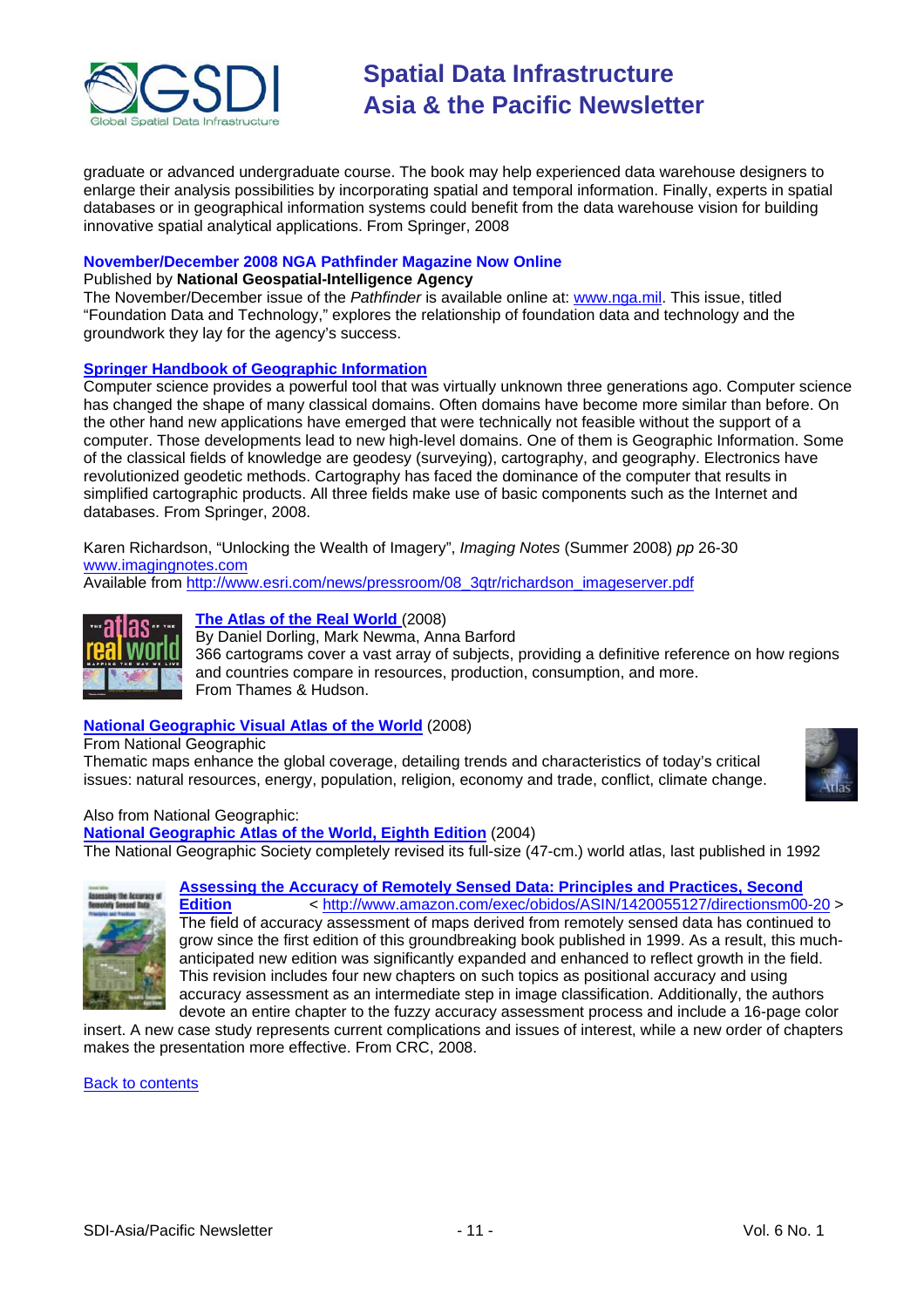graduate or advanced undergraduate course. The book may help experienced data warehouse designers to enlarge their analysis possibilities by incorporating spatial and temporal information. Finally, experts in spatial databases or in geographical information systems could benefit from the data warehouse vision for building innovative spatial analytical applications. From Springer, 2008

**November/December 2008 NGA Pathfinder Magazine Now Online**

Published by **National Geospatial-Intelligence Agency**

The November/December issue of the *Pathfinder* is available online at: www.nga.mil. This issue, titled "Foundation Data and Technology," explores the relationship of foundation data and technology and the groundwork they lay for the agency's success.

**Springer Handbook of Geographic Information**

Computer science provides a powerful tool that was virtually unknown three generations ago. Computer science has changed the shape of many classical domains. Often domains have become more similar than before. On the other hand new applications have emerged that were technically not feasible without the support of a computer. Those developments lead to new high-level domains. One of them is Geographic Information. Some of the classical fields of knowledge are geodesy (surveying), cartography, and geography. Electronics have revolutionized geodetic methods. Cartography has faced the dominance of the computer that results in simplified cartographic products. All three fields make use of basic components such as the Internet and databases. From Springer, 2008.

Karen Richardson, "Unlocking the Wealth of Imagery", *Imaging Notes* (Summer 2008) *pp* 26-30
www.imagingnotes.com
Available from http://www.esri.com/news/pressroom/08_3qtr/richardson_imageserver.pdf

**The Atlas of the Real World** (2008)
By Daniel Dorling, Mark Newma, Anna Barford
366 cartograms cover a vast array of subjects, providing a definitive reference on how regions and countries compare in resources, production, consumption, and more.
From Thames & Hudson.

**National Geographic Visual Atlas of the World** (2008)
From National Geographic
Thematic maps enhance the global coverage, detailing trends and characteristics of today's critical issues: natural resources, energy, population, religion, economy and trade, conflict, climate change.

Also from National Geographic:
**National Geographic Atlas of the World, Eighth Edition** (2004)
The National Geographic Society completely revised its full-size (47-cm.) world atlas, last published in 1992

**Assessing the Accuracy of Remotely Sensed Data: Principles and Practices, Second Edition** < http://www.amazon.com/exec/obidos/ASIN/1420055127/directionsm00-20 >
The field of accuracy assessment of maps derived from remotely sensed data has continued to grow since the first edition of this groundbreaking book published in 1999. As a result, this much-anticipated new edition was significantly expanded and enhanced to reflect growth in the field. This revision includes four new chapters on such topics as positional accuracy and using accuracy assessment as an intermediate step in image classification. Additionally, the authors devote an entire chapter to the fuzzy accuracy assessment process and include a 16-page color insert. A new case study represents current complications and issues of interest, while a new order of chapters makes the presentation more effective. From CRC, 2008.

Back to contents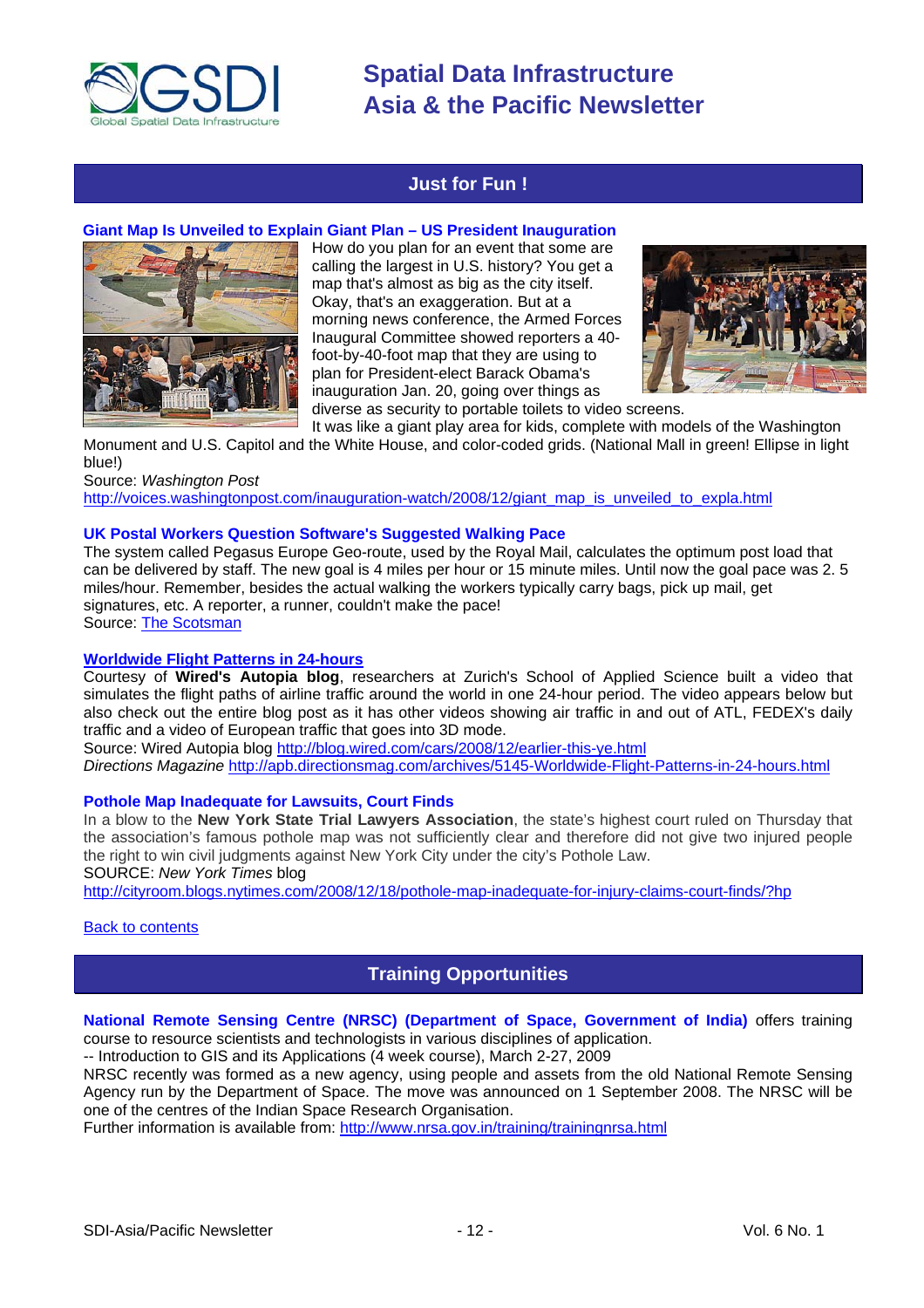## Just for Fun !

### Giant Map Is Unveiled to Explain Giant Plan – US President Inauguration

How do you plan for an event that some are calling the largest in U.S. history? You get a map that's almost as big as the city itself. Okay, that's an exaggeration. But at a morning news conference, the Armed Forces Inaugural Committee showed reporters a 40-foot-by-40-foot map that they are using to plan for President-elect Barack Obama's inauguration Jan. 20, going over things as diverse as security to portable toilets to video screens. It was like a giant play area for kids, complete with models of the Washington Monument and U.S. Capitol and the White House, and color-coded grids. (National Mall in green! Ellipse in light blue!)

Source: *Washington Post*
http://voices.washingtonpost.com/inauguration-watch/2008/12/giant_map_is_unveiled_to_expla.html

### UK Postal Workers Question Software's Suggested Walking Pace

The system called Pegasus Europe Geo-route, used by the Royal Mail, calculates the optimum post load that can be delivered by staff. The new goal is 4 miles per hour or 15 minute miles. Until now the goal pace was 2. 5 miles/hour. Remember, besides the actual walking the workers typically carry bags, pick up mail, get signatures, etc. A reporter, a runner, couldn't make the pace!
Source: The Scotsman

### Worldwide Flight Patterns in 24-hours

Courtesy of **Wired's Autopia blog**, researchers at Zurich's School of Applied Science built a video that simulates the flight paths of airline traffic around the world in one 24-hour period. The video appears below but also check out the entire blog post as it has other videos showing air traffic in and out of ATL, FEDEX's daily traffic and a video of European traffic that goes into 3D mode.
Source: Wired Autopia blog http://blog.wired.com/cars/2008/12/earlier-this-ye.html
*Directions Magazine* http://apb.directionsmag.com/archives/5145-Worldwide-Flight-Patterns-in-24-hours.html

### Pothole Map Inadequate for Lawsuits, Court Finds

In a blow to the **New York State Trial Lawyers Association**, the state's highest court ruled on Thursday that the association's famous pothole map was not sufficiently clear and therefore did not give two injured people the right to win civil judgments against New York City under the city's Pothole Law.
SOURCE: *New York Times* blog
http://cityroom.blogs.nytimes.com/2008/12/18/pothole-map-inadequate-for-injury-claims-court-finds/?hp

Back to contents

## Training Opportunities

**National Remote Sensing Centre (NRSC) (Department of Space, Government of India)** offers training course to resource scientists and technologists in various disciplines of application.
-- Introduction to GIS and its Applications (4 week course), March 2-27, 2009
NRSC recently was formed as a new agency, using people and assets from the old National Remote Sensing Agency run by the Department of Space. The move was announced on 1 September 2008. The NRSC will be one of the centres of the Indian Space Research Organisation.
Further information is available from: http://www.nrsa.gov.in/training/trainingnrsa.html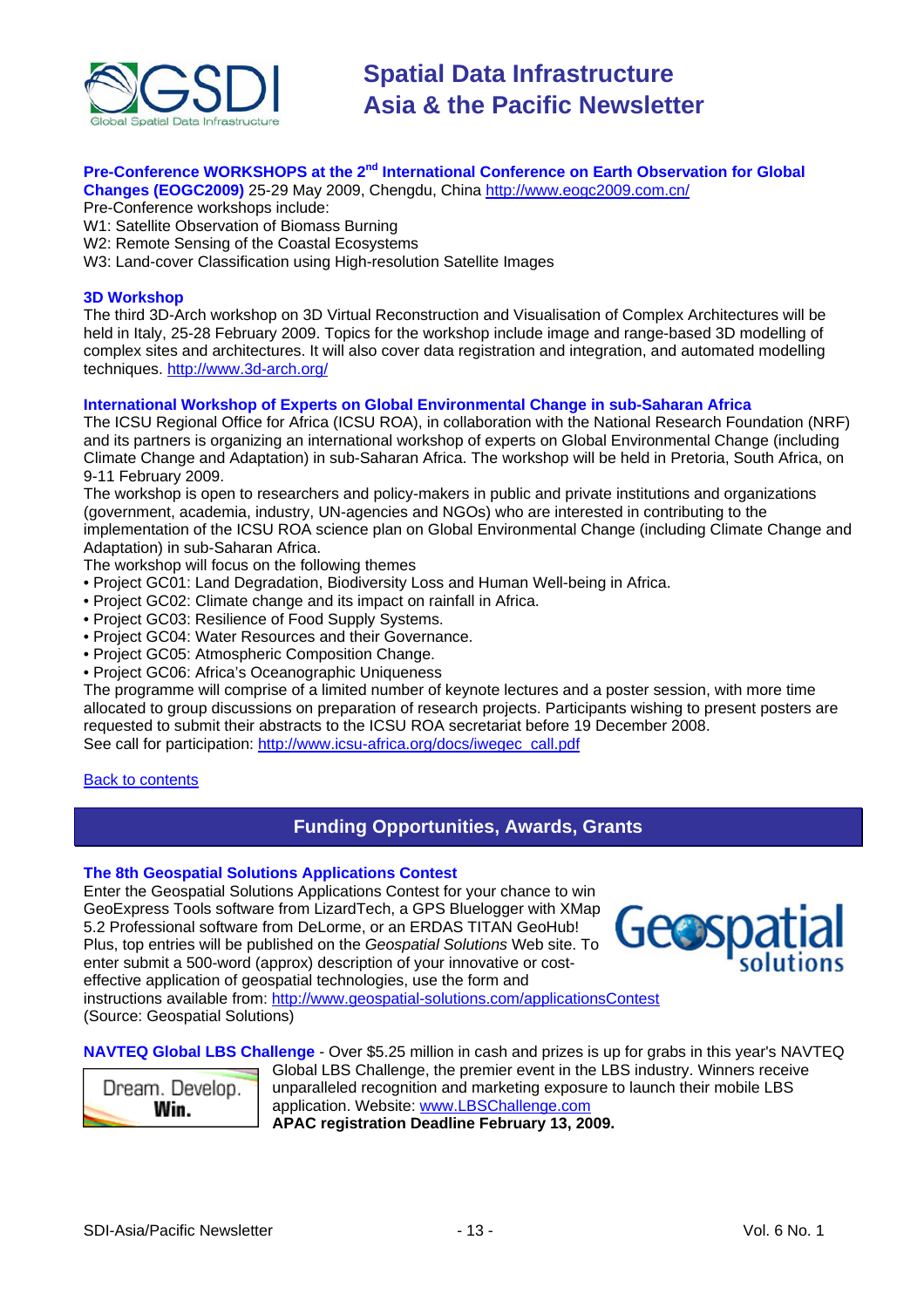**Pre-Conference WORKSHOPS at the 2nd International Conference on Earth Observation for Global Changes (EOGC2009)** 25-29 May 2009, Chengdu, China http://www.eogc2009.com.cn/

Pre-Conference workshops include:

W1: Satellite Observation of Biomass Burning

W2: Remote Sensing of the Coastal Ecosystems

W3: Land-cover Classification using High-resolution Satellite Images

**3D Workshop**

The third 3D-Arch workshop on 3D Virtual Reconstruction and Visualisation of Complex Architectures will be held in Italy, 25-28 February 2009. Topics for the workshop include image and range-based 3D modelling of complex sites and architectures. It will also cover data registration and integration, and automated modelling techniques. http://www.3d-arch.org/

**International Workshop of Experts on Global Environmental Change in sub-Saharan Africa**

The ICSU Regional Office for Africa (ICSU ROA), in collaboration with the National Research Foundation (NRF) and its partners is organizing an international workshop of experts on Global Environmental Change (including Climate Change and Adaptation) in sub-Saharan Africa. The workshop will be held in Pretoria, South Africa, on 9-11 February 2009.

The workshop is open to researchers and policy-makers in public and private institutions and organizations (government, academia, industry, UN-agencies and NGOs) who are interested in contributing to the implementation of the ICSU ROA science plan on Global Environmental Change (including Climate Change and Adaptation) in sub-Saharan Africa.

The workshop will focus on the following themes

- Project GC01: Land Degradation, Biodiversity Loss and Human Well-being in Africa.
- Project GC02: Climate change and its impact on rainfall in Africa.
- Project GC03: Resilience of Food Supply Systems.
- Project GC04: Water Resources and their Governance.
- Project GC05: Atmospheric Composition Change.
- Project GC06: Africa's Oceanographic Uniqueness

The programme will comprise of a limited number of keynote lectures and a poster session, with more time allocated to group discussions on preparation of research projects. Participants wishing to present posters are requested to submit their abstracts to the ICSU ROA secretariat before 19 December 2008.

See call for participation: http://www.icsu-africa.org/docs/iwegec_call.pdf

Back to contents

## Funding Opportunities, Awards, Grants

**The 8th Geospatial Solutions Applications Contest**

Enter the Geospatial Solutions Applications Contest for your chance to win GeoExpress Tools software from LizardTech, a GPS Bluelogger with XMap 5.2 Professional software from DeLorme, or an ERDAS TITAN GeoHub! Plus, top entries will be published on the *Geospatial Solutions* Web site. To enter submit a 500-word (approx) description of your innovative or cost-effective application of geospatial technologies, use the form and instructions available from: http://www.geospatial-solutions.com/applicationsContest

(Source: Geospatial Solutions)

**NAVTEQ Global LBS Challenge** - Over $5.25 million in cash and prizes is up for grabs in this year's NAVTEQ Global LBS Challenge, the premier event in the LBS industry. Winners receive unparalleled recognition and marketing exposure to launch their mobile LBS application. Website: www.LBSChallenge.com

**APAC registration Deadline February 13, 2009.**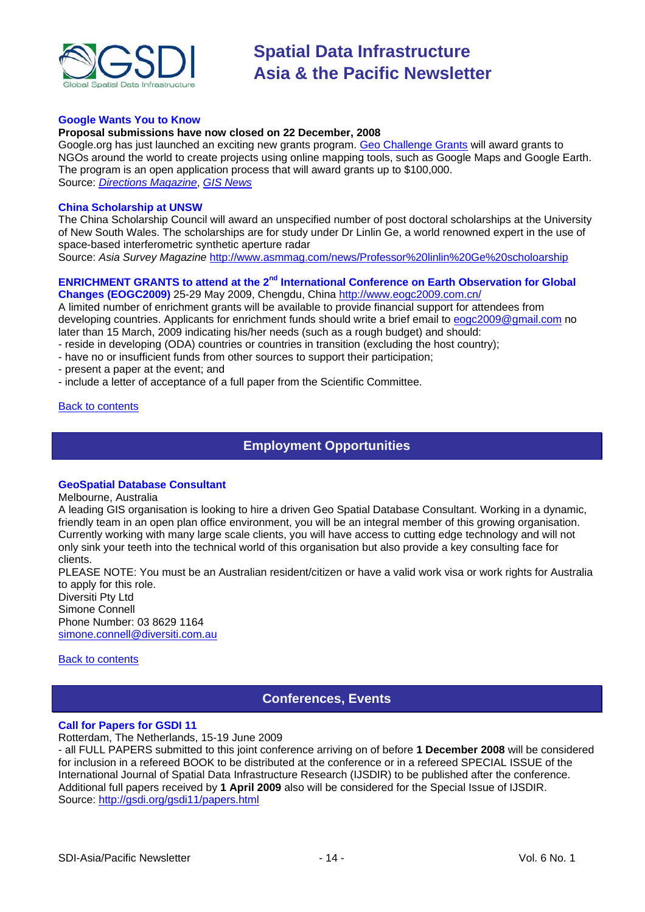### Google Wants You to Know

**Proposal submissions have now closed on 22 December, 2008**

Google.org has just launched an exciting new grants program. Geo Challenge Grants will award grants to NGOs around the world to create projects using online mapping tools, such as Google Maps and Google Earth. The program is an open application process that will award grants up to $100,000.

Source: *Directions Magazine*, *GIS News*

### China Scholarship at UNSW

The China Scholarship Council will award an unspecified number of post doctoral scholarships at the University of New South Wales. The scholarships are for study under Dr Linlin Ge, a world renowned expert in the use of space-based interferometric synthetic aperture radar

Source: *Asia Survey Magazine* http://www.asmmag.com/news/Professor%20linlin%20Ge%20scholoarship

### ENRICHMENT GRANTS to attend at the 2nd International Conference on Earth Observation for Global Changes (EOGC2009)

25-29 May 2009, Chengdu, China http://www.eogc2009.com.cn/

A limited number of enrichment grants will be available to provide financial support for attendees from developing countries. Applicants for enrichment funds should write a brief email to eogc2009@gmail.com no later than 15 March, 2009 indicating his/her needs (such as a rough budget) and should:

- reside in developing (ODA) countries or countries in transition (excluding the host country);
- have no or insufficient funds from other sources to support their participation;
- present a paper at the event; and
- include a letter of acceptance of a full paper from the Scientific Committee.

Back to contents

## Employment Opportunities

### GeoSpatial Database Consultant

Melbourne, Australia

A leading GIS organisation is looking to hire a driven Geo Spatial Database Consultant. Working in a dynamic, friendly team in an open plan office environment, you will be an integral member of this growing organisation. Currently working with many large scale clients, you will have access to cutting edge technology and will not only sink your teeth into the technical world of this organisation but also provide a key consulting face for clients.

PLEASE NOTE: You must be an Australian resident/citizen or have a valid work visa or work rights for Australia to apply for this role.

Diversiti Pty Ltd
Simone Connell
Phone Number: 03 8629 1164
simone.connell@diversiti.com.au

Back to contents

## Conferences, Events

### Call for Papers for GSDI 11

Rotterdam, The Netherlands, 15-19 June 2009

- all FULL PAPERS submitted to this joint conference arriving on of before **1 December 2008** will be considered for inclusion in a refereed BOOK to be distributed at the conference or in a refereed SPECIAL ISSUE of the International Journal of Spatial Data Infrastructure Research (IJSDIR) to be published after the conference. Additional full papers received by **1 April 2009** also will be considered for the Special Issue of IJSDIR.

Source: http://gsdi.org/gsdi11/papers.html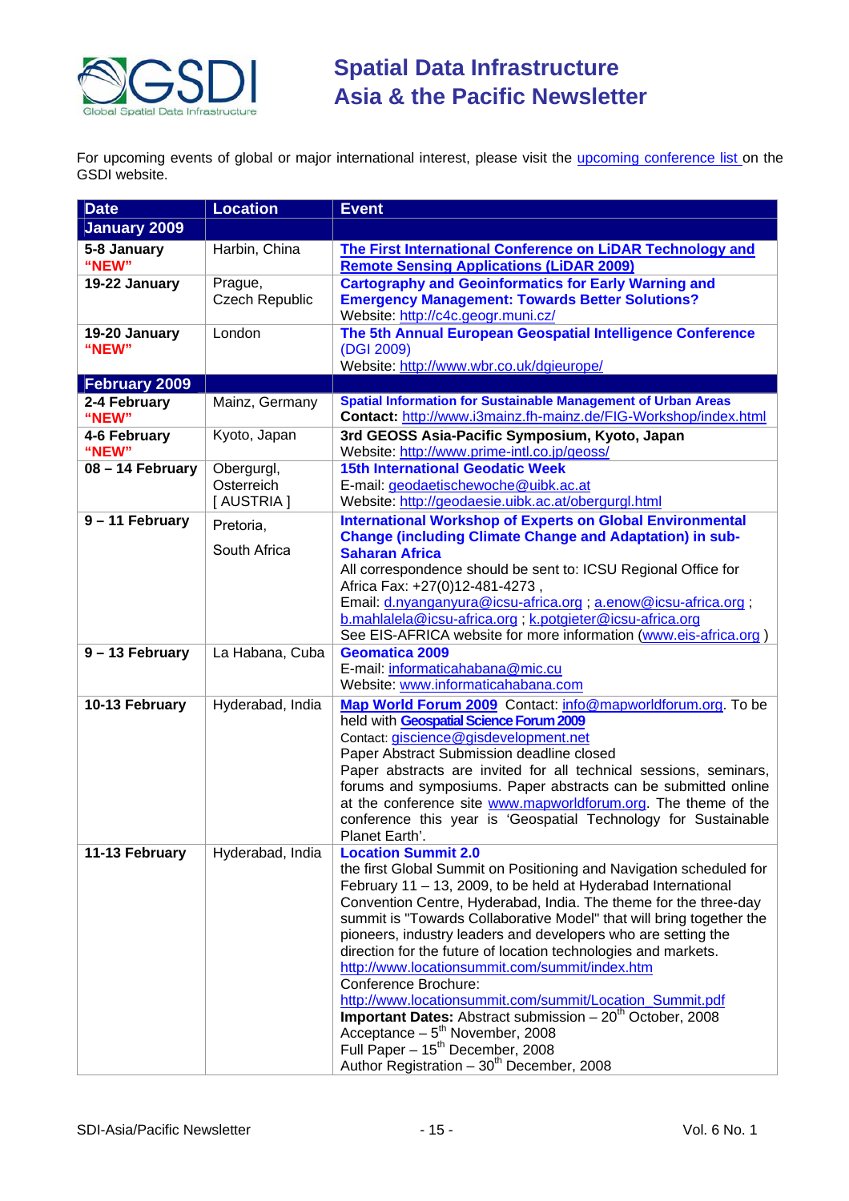For upcoming events of global or major international interest, please visit the upcoming conference list on the GSDI website.

| Date | Location | Event |
|---|---|---|
| **January 2009** | | |
| **5-8 January "NEW"** | Harbin, China | **The First International Conference on LiDAR Technology and Remote Sensing Applications (LiDAR 2009)** |
| **19-22 January** | Prague, Czech Republic | **Cartography and Geoinformatics for Early Warning and Emergency Management: Towards Better Solutions?** Website: http://c4c.geogr.muni.cz/ |
| **19-20 January "NEW"** | London | **The 5th Annual European Geospatial Intelligence Conference** (DGI 2009) Website: http://www.wbr.co.uk/dgieurope/ |
| **February 2009** | | |
| **2-4 February "NEW"** | Mainz, Germany | **Spatial Information for Sustainable Management of Urban Areas** **Contact:** http://www.i3mainz.fh-mainz.de/FIG-Workshop/index.html |
| **4-6 February "NEW"** | Kyoto, Japan | **3rd GEOSS Asia-Pacific Symposium, Kyoto, Japan** Website: http://www.prime-intl.co.jp/geoss/ |
| **08 – 14 February** | Obergurgl, Osterreich [ AUSTRIA ] | **15th International Geodatic Week** E-mail: geodaetischewoche@uibk.ac.at Website: http://geodaesie.uibk.ac.at/obergurgl.html |
| **9 – 11 February** | Pretoria, South Africa | **International Workshop of Experts on Global Environmental Change (including Climate Change and Adaptation) in sub-Saharan Africa** All correspondence should be sent to: ICSU Regional Office for Africa Fax: +27(0)12-481-4273 , Email: d.nyanganyura@icsu-africa.org ; a.enow@icsu-africa.org ; b.mahlalela@icsu-africa.org ; k.potgieter@icsu-africa.org See EIS-AFRICA website for more information (www.eis-africa.org ) |
| **9 – 13 February** | La Habana, Cuba | **Geomatica 2009** E-mail: informaticahabana@mic.cu Website: www.informaticahabana.com |
| **10-13 February** | Hyderabad, India | **Map World Forum 2009** Contact: info@mapworldforum.org. To be held with **Geospatial Science Forum 2009** Contact: giscience@gisdevelopment.net Paper Abstract Submission deadline closed Paper abstracts are invited for all technical sessions, seminars, forums and symposiums. Paper abstracts can be submitted online at the conference site www.mapworldforum.org. The theme of the conference this year is 'Geospatial Technology for Sustainable Planet Earth'. |
| **11-13 February** | Hyderabad, India | **Location Summit 2.0** the first Global Summit on Positioning and Navigation scheduled for February 11 – 13, 2009, to be held at Hyderabad International Convention Centre, Hyderabad, India. The theme for the three-day summit is "Towards Collaborative Model" that will bring together the pioneers, industry leaders and developers who are setting the direction for the future of location technologies and markets. http://www.locationsummit.com/summit/index.htm Conference Brochure: http://www.locationsummit.com/summit/Location_Summit.pdf **Important Dates:** Abstract submission – 20th October, 2008 Acceptance – 5th November, 2008 Full Paper – 15th December, 2008 Author Registration – 30th December, 2008 |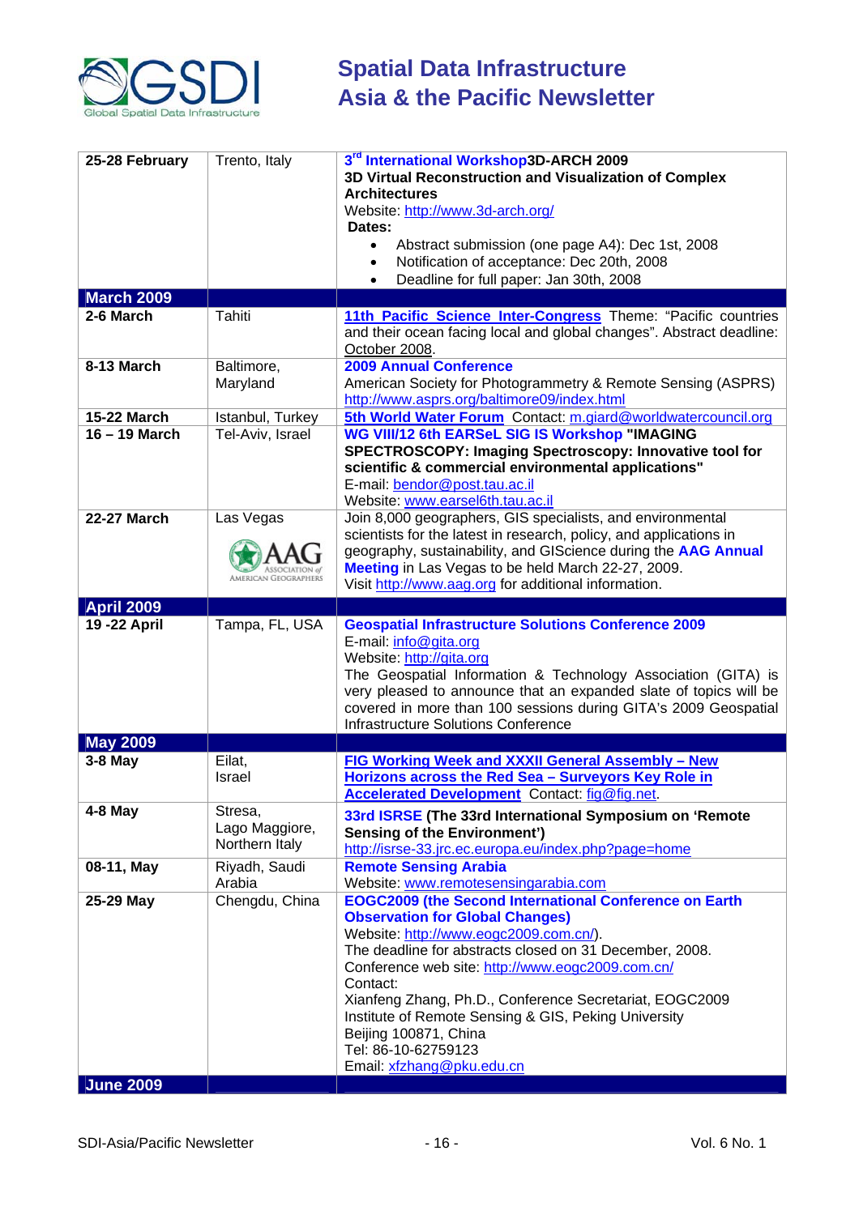| | | |
|---|---|---|
| **25-28 February** | Trento, Italy | **3rd International Workshop3D-ARCH 2009** **3D Virtual Reconstruction and Visualization of Complex Architectures** Website: http://www.3d-arch.org/ **Dates:** • Abstract submission (one page A4): Dec 1st, 2008 • Notification of acceptance: Dec 20th, 2008 • Deadline for full paper: Jan 30th, 2008 |
| **March 2009** | | |
| **2-6 March** | Tahiti | **11th Pacific Science Inter-Congress** Theme: "Pacific countries and their ocean facing local and global changes". Abstract deadline: October 2008. |
| **8-13 March** | Baltimore, Maryland | **2009 Annual Conference** American Society for Photogrammetry & Remote Sensing (ASPRS) http://www.asprs.org/baltimore09/index.html |
| **15-22 March** | Istanbul, Turkey | **5th World Water Forum** Contact: m.giard@worldwatercouncil.org |
| **16 – 19 March** | Tel-Aviv, Israel | **WG VIII/12 6th EARSeL SIG IS Workshop "IMAGING SPECTROSCOPY: Imaging Spectroscopy: Innovative tool for scientific & commercial environmental applications"** E-mail: bendor@post.tau.ac.il Website: www.earsel6th.tau.ac.il |
| **22-27 March** | Las Vegas AAG Association of American Geographers | Join 8,000 geographers, GIS specialists, and environmental scientists for the latest in research, policy, and applications in geography, sustainability, and GIScience during the **AAG Annual Meeting** in Las Vegas to be held March 22-27, 2009. Visit http://www.aag.org for additional information. |
| **April 2009** | | |
| **19 -22 April** | Tampa, FL, USA | **Geospatial Infrastructure Solutions Conference 2009** E-mail: info@gita.org Website: http://gita.org The Geospatial Information & Technology Association (GITA) is very pleased to announce that an expanded slate of topics will be covered in more than 100 sessions during GITA's 2009 Geospatial Infrastructure Solutions Conference |
| **May 2009** | | |
| **3-8 May** | Eilat, Israel | **FIG Working Week and XXXII General Assembly – New Horizons across the Red Sea – Surveyors Key Role in Accelerated Development** Contact: fig@fig.net. |
| **4-8 May** | Stresa, Lago Maggiore, Northern Italy | **33rd ISRSE (The 33rd International Symposium on 'Remote Sensing of the Environment')** http://isrse-33.jrc.ec.europa.eu/index.php?page=home |
| **08-11, May** | Riyadh, Saudi Arabia | **Remote Sensing Arabia** Website: www.remotesensingarabia.com |
| **25-29 May** | Chengdu, China | **EOGC2009 (the Second International Conference on Earth Observation for Global Changes)** Website: http://www.eogc2009.com.cn/). The deadline for abstracts closed on 31 December, 2008. Conference web site: http://www.eogc2009.com.cn/ Contact: Xianfeng Zhang, Ph.D., Conference Secretariat, EOGC2009 Institute of Remote Sensing & GIS, Peking University Beijing 100871, China Tel: 86-10-62759123 Email: xfzhang@pku.edu.cn |
| **June 2009** | | |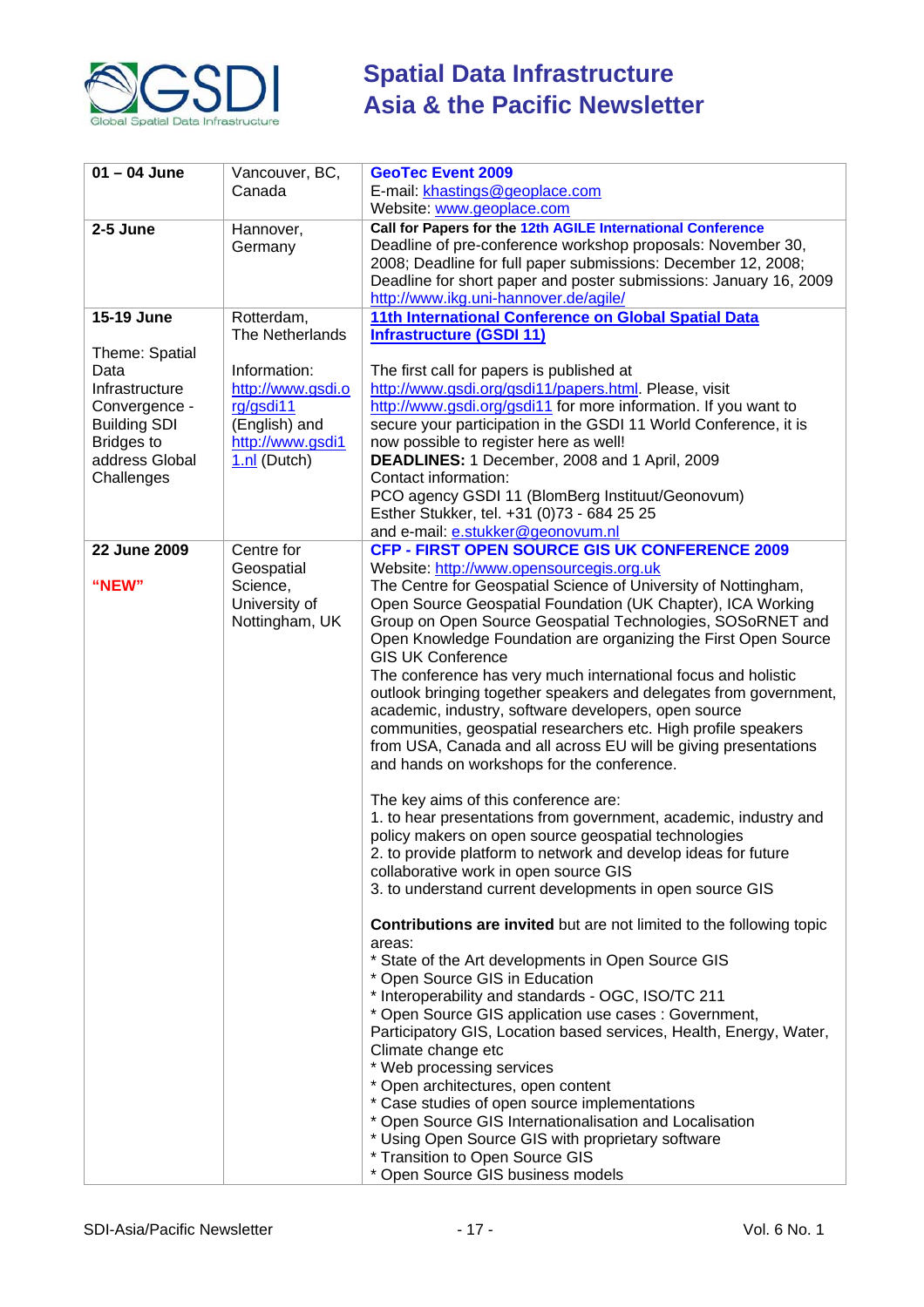| | | |
|---|---|---|
| **01 – 04 June** | Vancouver, BC, Canada | **GeoTec Event 2009**<br>E-mail: khastings@geoplace.com<br>Website: www.geoplace.com |
| **2-5 June** | Hannover, Germany | **Call for Papers for the 12th AGILE International Conference**<br>Deadline of pre-conference workshop proposals: November 30, 2008; Deadline for full paper submissions: December 12, 2008; Deadline for short paper and poster submissions: January 16, 2009<br>http://www.ikg.uni-hannover.de/agile/ |
| **15-19 June**<br><br>Theme: Spatial Data Infrastructure Convergence - Building SDI Bridges to address Global Challenges | Rotterdam, The Netherlands<br><br>Information: http://www.gsdi.org/gsdi11 (English) and http://www.gsdi11.nl (Dutch) | **11th International Conference on Global Spatial Data Infrastructure (GSDI 11)**<br><br>The first call for papers is published at http://www.gsdi.org/gsdi11/papers.html. Please, visit http://www.gsdi.org/gsdi11 for more information. If you want to secure your participation in the GSDI 11 World Conference, it is now possible to register here as well!<br>**DEADLINES:** 1 December, 2008 and 1 April, 2009<br>Contact information:<br>PCO agency GSDI 11 (BlomBerg Instituut/Geonovum)<br>Esther Stukker, tel. +31 (0)73 - 684 25 25<br>and e-mail: e.stukker@geonovum.nl |
| **22 June 2009**<br><br>**"NEW"** | Centre for Geospatial Science, University of Nottingham, UK | **CFP - FIRST OPEN SOURCE GIS UK CONFERENCE 2009**<br>Website: http://www.opensourcegis.org.uk<br>The Centre for Geospatial Science of University of Nottingham, Open Source Geospatial Foundation (UK Chapter), ICA Working Group on Open Source Geospatial Technologies, SOSoRNET and Open Knowledge Foundation are organizing the First Open Source GIS UK Conference<br>The conference has very much international focus and holistic outlook bringing together speakers and delegates from government, academic, industry, software developers, open source communities, geospatial researchers etc. High profile speakers from USA, Canada and all across EU will be giving presentations and hands on workshops for the conference.<br><br>The key aims of this conference are:<br>1. to hear presentations from government, academic, industry and policy makers on open source geospatial technologies<br>2. to provide platform to network and develop ideas for future collaborative work in open source GIS<br>3. to understand current developments in open source GIS<br><br>**Contributions are invited** but are not limited to the following topic areas:<br>* State of the Art developments in Open Source GIS<br>* Open Source GIS in Education<br>* Interoperability and standards - OGC, ISO/TC 211<br>* Open Source GIS application use cases : Government, Participatory GIS, Location based services, Health, Energy, Water, Climate change etc<br>* Web processing services<br>* Open architectures, open content<br>* Case studies of open source implementations<br>* Open Source GIS Internationalisation and Localisation<br>* Using Open Source GIS with proprietary software<br>* Transition to Open Source GIS<br>* Open Source GIS business models |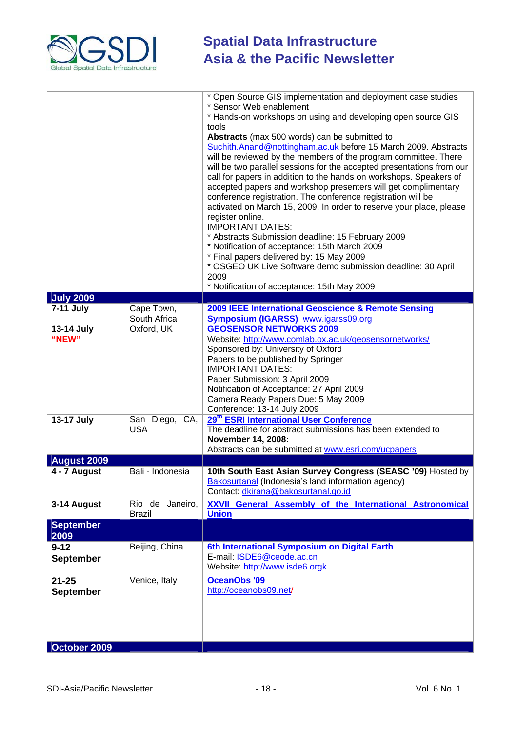| | | |
|---|---|---|
| | | * Open Source GIS implementation and deployment case studies<br>* Sensor Web enablement<br>* Hands-on workshops on using and developing open source GIS tools<br>**Abstracts** (max 500 words) can be submitted to Suchith.Anand@nottingham.ac.uk before 15 March 2009. Abstracts will be reviewed by the members of the program committee. There will be two parallel sessions for the accepted presentations from our call for papers in addition to the hands on workshops. Speakers of accepted papers and workshop presenters will get complimentary conference registration. The conference registration will be activated on March 15, 2009. In order to reserve your place, please register online.<br>IMPORTANT DATES:<br>* Abstracts Submission deadline: 15 February 2009<br>* Notification of acceptance: 15th March 2009<br>* Final papers delivered by: 15 May 2009<br>* OSGEO UK Live Software demo submission deadline: 30 April 2009<br>* Notification of acceptance: 15th May 2009 |
| **July 2009** | | |
| **7-11 July** | Cape Town, South Africa | **2009 IEEE International Geoscience & Remote Sensing Symposium (IGARSS)** www.igarss09.org |
| **13-14 July**<br>**"NEW"** | Oxford, UK | **GEOSENSOR NETWORKS 2009**<br>Website: http://www.comlab.ox.ac.uk/geosensornetworks/<br>Sponsored by: University of Oxford<br>Papers to be published by Springer<br>IMPORTANT DATES:<br>Paper Submission: 3 April 2009<br>Notification of Acceptance: 27 April 2009<br>Camera Ready Papers Due: 5 May 2009<br>Conference: 13-14 July 2009 |
| **13-17 July** | San Diego, CA, USA | **29th ESRI International User Conference**<br>The deadline for abstract submissions has been extended to **November 14, 2008:**<br>Abstracts can be submitted at www.esri.com/ucpapers |
| **August 2009** | | |
| **4 - 7 August** | Bali - Indonesia | **10th South East Asian Survey Congress (SEASC '09)** Hosted by Bakosurtanal (Indonesia's land information agency)<br>Contact: dkirana@bakosurtanal.go.id |
| **3-14 August** | Rio de Janeiro, Brazil | **XXVII General Assembly of the International Astronomical Union** |
| **September 2009** | | |
| **9-12 September** | Beijing, China | **6th International Symposium on Digital Earth**<br>E-mail: ISDE6@ceode.ac.cn<br>Website: http://www.isde6.orgk |
| **21-25 September** | Venice, Italy | **OceanObs '09**<br>http://oceanobs09.net/ |
| **October 2009** | | |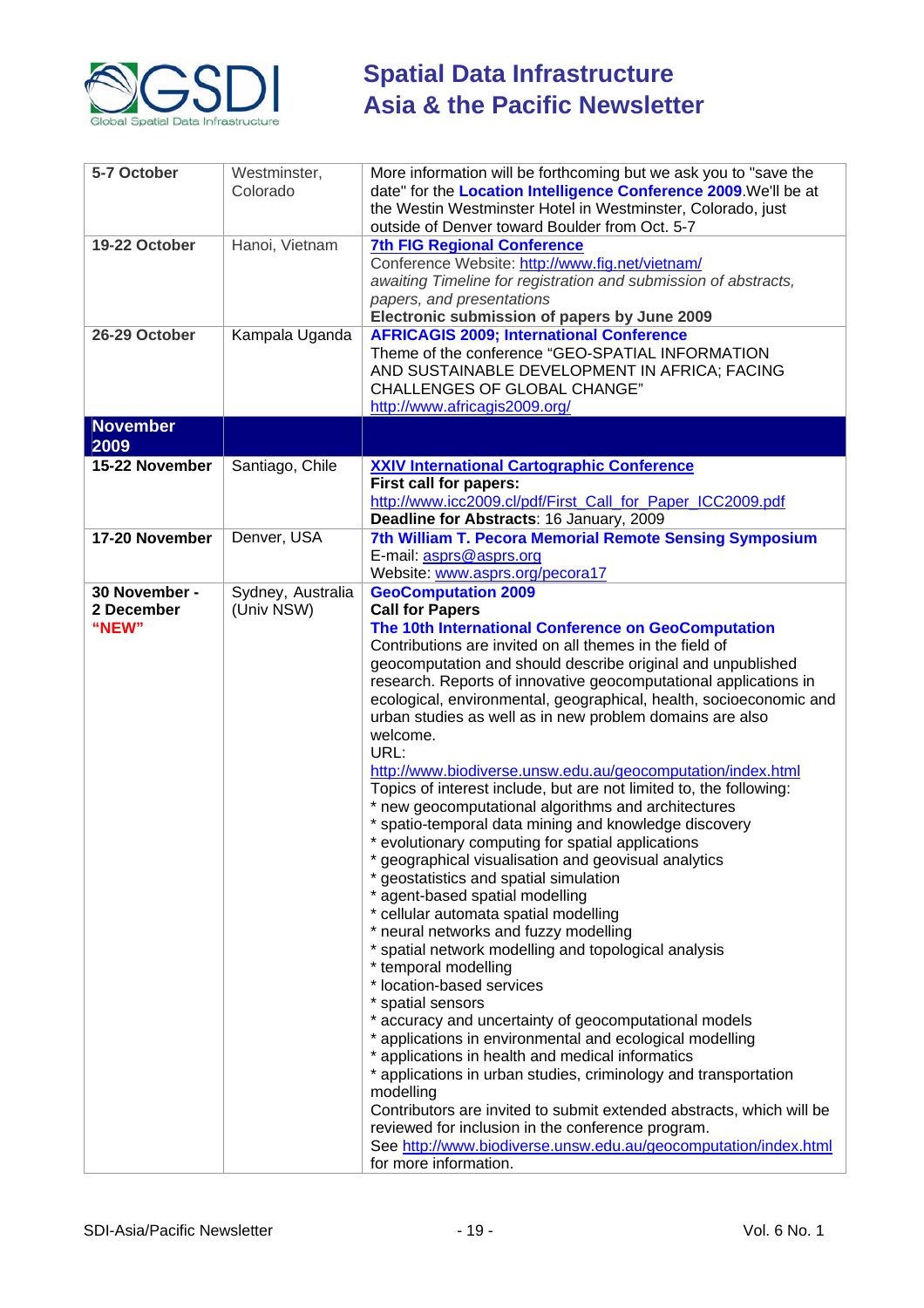| 5-7 October | Westminster, Colorado | More information will be forthcoming but we ask you to "save the date" for the **Location Intelligence Conference 2009**.We'll be at the Westin Westminster Hotel in Westminster, Colorado, just outside of Denver toward Boulder from Oct. 5-7 |
|---|---|---|
| **19-22 October** | Hanoi, Vietnam | **7th FIG Regional Conference**<br>Conference Website: http://www.fig.net/vietnam/<br>*awaiting Timeline for registration and submission of abstracts, papers, and presentations*<br>**Electronic submission of papers by June 2009** |
| **26-29 October** | Kampala Uganda | **AFRICAGIS 2009; International Conference**<br>Theme of the conference "GEO-SPATIAL INFORMATION AND SUSTAINABLE DEVELOPMENT IN AFRICA; FACING CHALLENGES OF GLOBAL CHANGE"<br>http://www.africagis2009.org/ |
| **November 2009** | | |
| **15-22 November** | Santiago, Chile | **XXIV International Cartographic Conference**<br>**First call for papers:**<br>http://www.icc2009.cl/pdf/First_Call_for_Paper_ICC2009.pdf<br>**Deadline for Abstracts**: 16 January, 2009 |
| **17-20 November** | Denver, USA | **7th William T. Pecora Memorial Remote Sensing Symposium**<br>E-mail: asprs@asprs.org<br>Website: www.asprs.org/pecora17 |
| **30 November - 2 December "NEW"** | Sydney, Australia (Univ NSW) | **GeoComputation 2009**<br>**Call for Papers**<br>**The 10th International Conference on GeoComputation**<br>Contributions are invited on all themes in the field of geocomputation and should describe original and unpublished research. Reports of innovative geocomputational applications in ecological, environmental, geographical, health, socioeconomic and urban studies as well as in new problem domains are also welcome.<br>URL:<br>http://www.biodiverse.unsw.edu.au/geocomputation/index.html<br>Topics of interest include, but are not limited to, the following:<br>* new geocomputational algorithms and architectures<br>* spatio-temporal data mining and knowledge discovery<br>* evolutionary computing for spatial applications<br>* geographical visualisation and geovisual analytics<br>* geostatistics and spatial simulation<br>* agent-based spatial modelling<br>* cellular automata spatial modelling<br>* neural networks and fuzzy modelling<br>* spatial network modelling and topological analysis<br>* temporal modelling<br>* location-based services<br>* spatial sensors<br>* accuracy and uncertainty of geocomputational models<br>* applications in environmental and ecological modelling<br>* applications in health and medical informatics<br>* applications in urban studies, criminology and transportation modelling<br>Contributors are invited to submit extended abstracts, which will be reviewed for inclusion in the conference program.<br>See http://www.biodiverse.unsw.edu.au/geocomputation/index.html for more information. |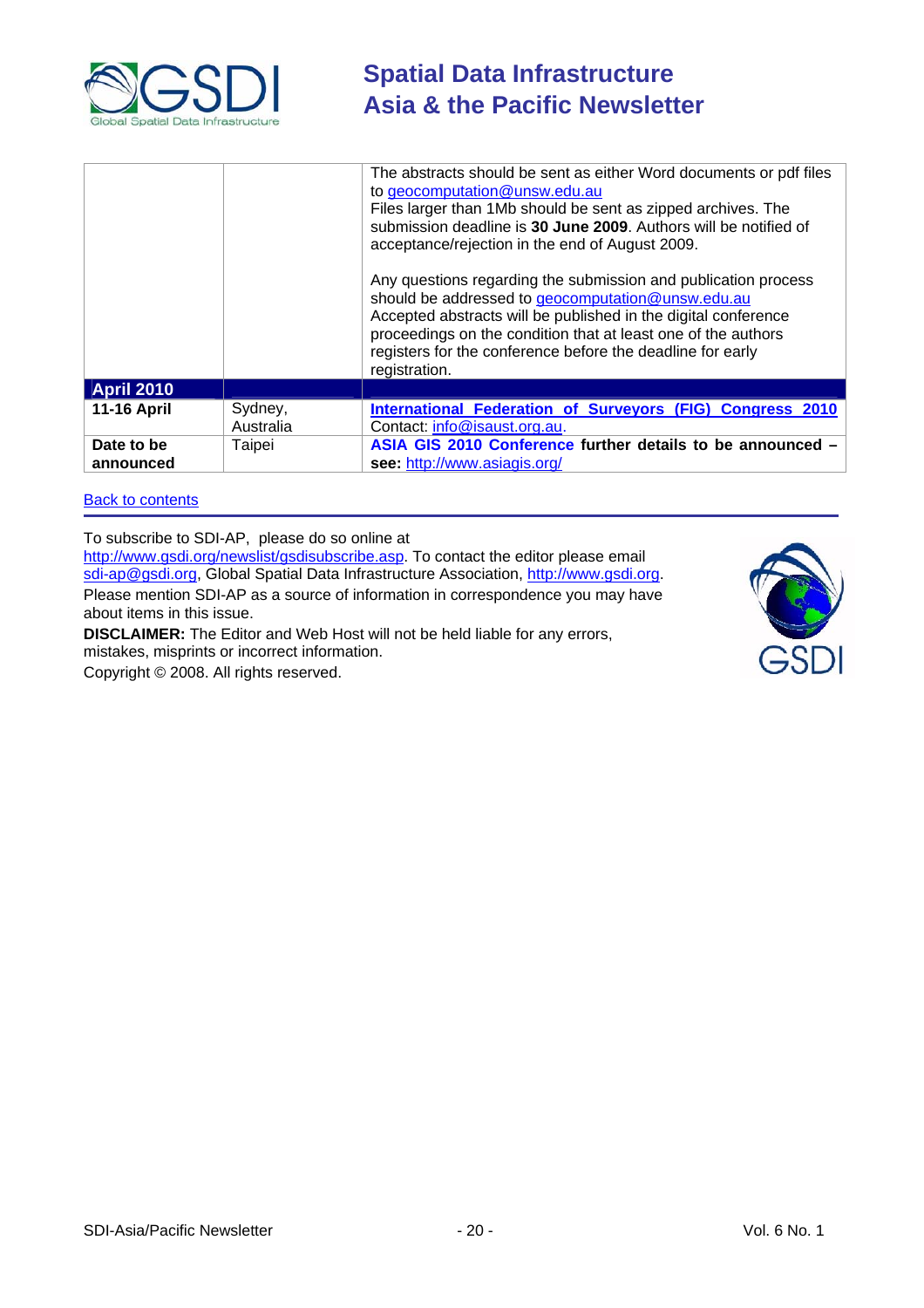| | | |
|---|---|---|
| | | The abstracts should be sent as either Word documents or pdf files to geocomputation@unsw.edu.au<br>Files larger than 1Mb should be sent as zipped archives. The submission deadline is **30 June 2009**. Authors will be notified of acceptance/rejection in the end of August 2009.<br><br>Any questions regarding the submission and publication process should be addressed to geocomputation@unsw.edu.au<br>Accepted abstracts will be published in the digital conference proceedings on the condition that at least one of the authors registers for the conference before the deadline for early registration. |
| **April 2010** | | |
| **11-16 April** | Sydney, Australia | **International Federation of Surveyors (FIG) Congress 2010**<br>Contact: info@isaust.org.au. |
| **Date to be announced** | Taipei | **ASIA GIS 2010 Conference further details to be announced – see:** http://www.asiagis.org/ |

Back to contents

To subscribe to SDI-AP, please do so online at http://www.gsdi.org/newslist/gsdisubscribe.asp. To contact the editor please email sdi-ap@gsdi.org, Global Spatial Data Infrastructure Association, http://www.gsdi.org.
Please mention SDI-AP as a source of information in correspondence you may have about items in this issue.

**DISCLAIMER:** The Editor and Web Host will not be held liable for any errors, mistakes, misprints or incorrect information.

Copyright © 2008. All rights reserved.